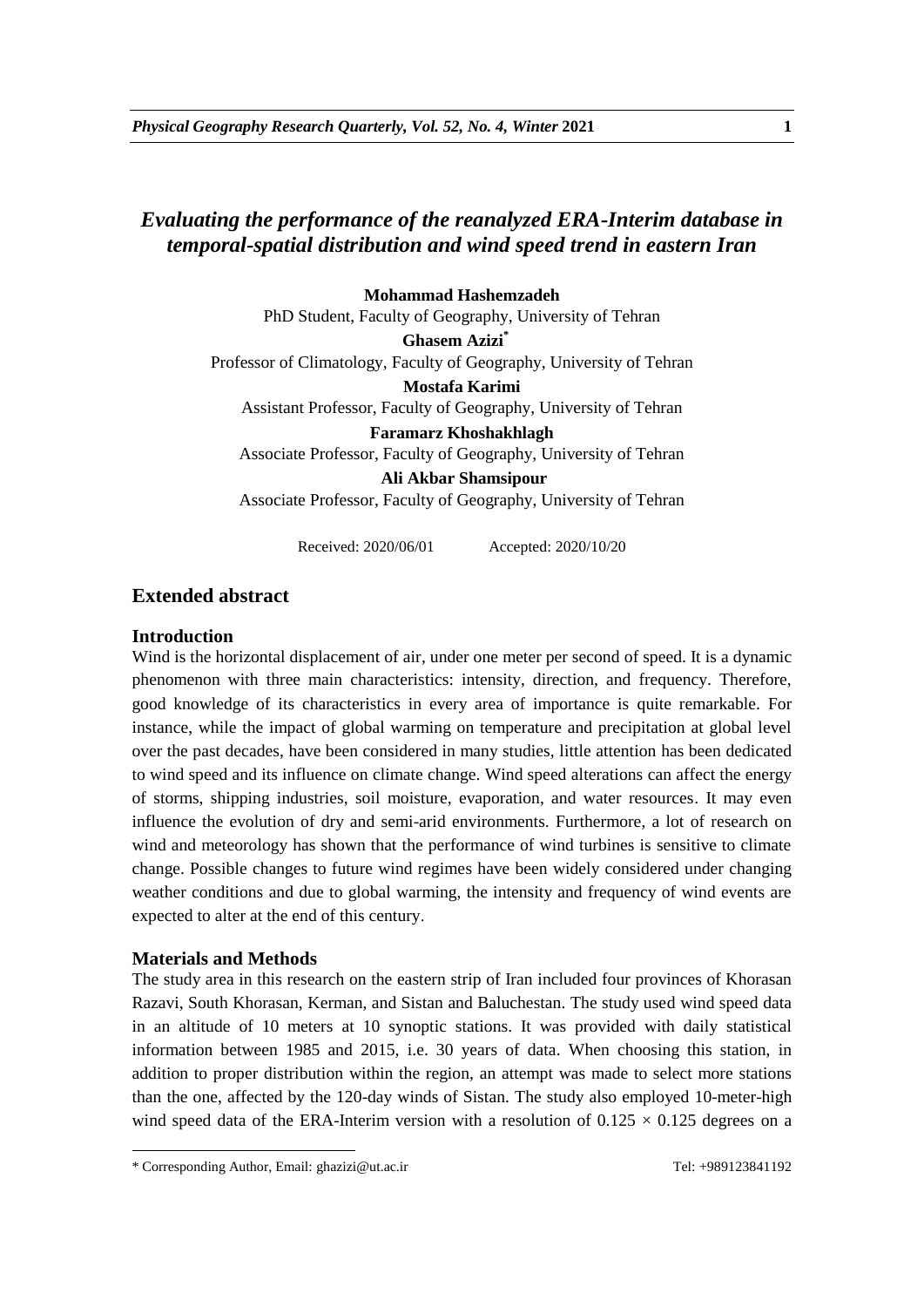# *Evaluating the performance of the reanalyzed ERA-Interim database in temporal-spatial distribution and wind speed trend in eastern Iran*

**Mohammad Hashemzadeh**
PhD Student, Faculty of Geography, University of Tehran

**Ghasem Azizi***
Professor of Climatology, Faculty of Geography, University of Tehran

**Mostafa Karimi**
Assistant Professor, Faculty of Geography, University of Tehran

**Faramarz Khoshakhlagh**
Associate Professor, Faculty of Geography, University of Tehran

**Ali Akbar Shamsipour**
Associate Professor, Faculty of Geography, University of Tehran

Received: 2020/06/01 Accepted: 2020/10/20

## Extended abstract

### Introduction

Wind is the horizontal displacement of air, under one meter per second of speed. It is a dynamic phenomenon with three main characteristics: intensity, direction, and frequency. Therefore, good knowledge of its characteristics in every area of importance is quite remarkable. For instance, while the impact of global warming on temperature and precipitation at global level over the past decades, have been considered in many studies, little attention has been dedicated to wind speed and its influence on climate change. Wind speed alterations can affect the energy of storms, shipping industries, soil moisture, evaporation, and water resources. It may even influence the evolution of dry and semi-arid environments. Furthermore, a lot of research on wind and meteorology has shown that the performance of wind turbines is sensitive to climate change. Possible changes to future wind regimes have been widely considered under changing weather conditions and due to global warming, the intensity and frequency of wind events are expected to alter at the end of this century.

### Materials and Methods

The study area in this research on the eastern strip of Iran included four provinces of Khorasan Razavi, South Khorasan, Kerman, and Sistan and Baluchestan. The study used wind speed data in an altitude of 10 meters at 10 synoptic stations. It was provided with daily statistical information between 1985 and 2015, i.e. 30 years of data. When choosing this station, in addition to proper distribution within the region, an attempt was made to select more stations than the one, affected by the 120-day winds of Sistan. The study also employed 10-meter-high wind speed data of the ERA-Interim version with a resolution of $0.125 \times 0.125$ degrees on a

---

\* Corresponding Author, Email: ghazizi@ut.ac.ir Tel: +989123841192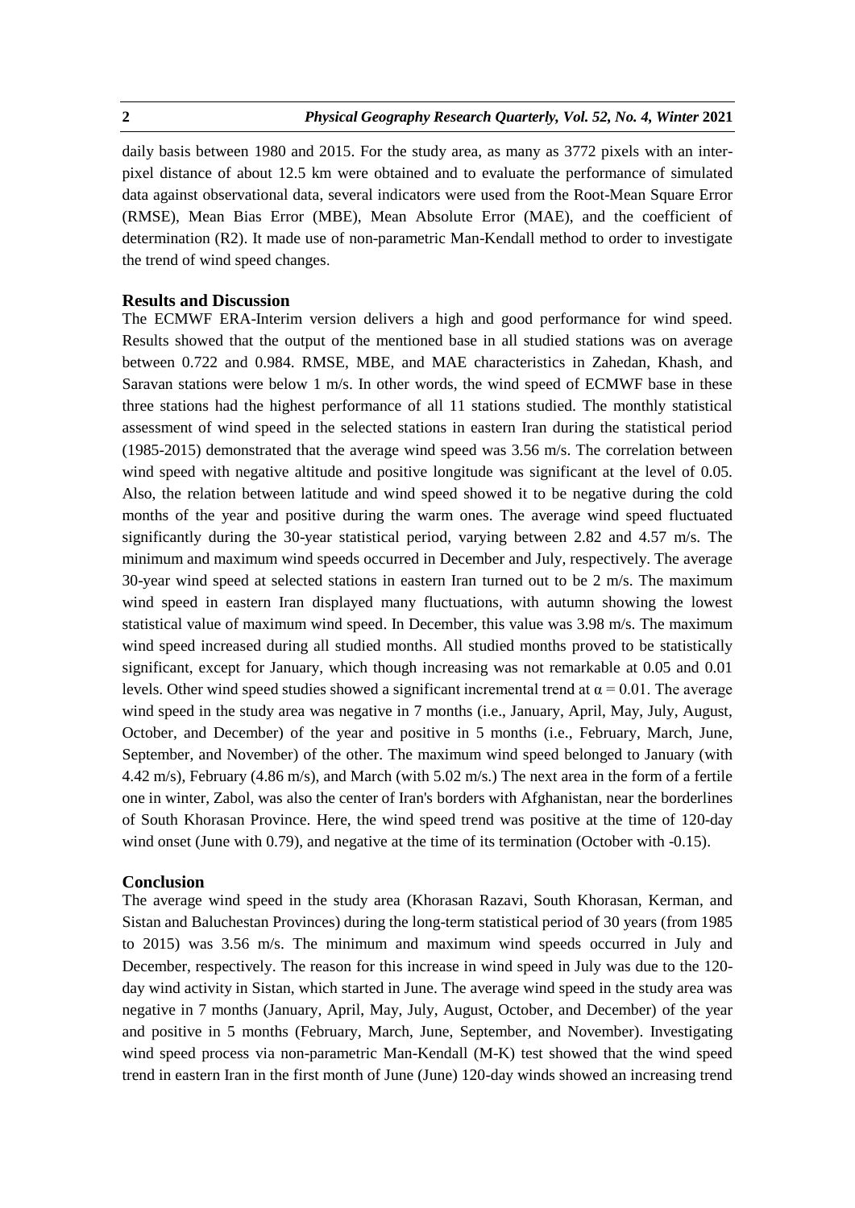daily basis between 1980 and 2015. For the study area, as many as 3772 pixels with an inter-pixel distance of about 12.5 km were obtained and to evaluate the performance of simulated data against observational data, several indicators were used from the Root-Mean Square Error (RMSE), Mean Bias Error (MBE), Mean Absolute Error (MAE), and the coefficient of determination (R2). It made use of non-parametric Man-Kendall method to order to investigate the trend of wind speed changes.

## Results and Discussion

The ECMWF ERA-Interim version delivers a high and good performance for wind speed. Results showed that the output of the mentioned base in all studied stations was on average between 0.722 and 0.984. RMSE, MBE, and MAE characteristics in Zahedan, Khash, and Saravan stations were below 1 m/s. In other words, the wind speed of ECMWF base in these three stations had the highest performance of all 11 stations studied. The monthly statistical assessment of wind speed in the selected stations in eastern Iran during the statistical period (1985-2015) demonstrated that the average wind speed was 3.56 m/s. The correlation between wind speed with negative altitude and positive longitude was significant at the level of 0.05. Also, the relation between latitude and wind speed showed it to be negative during the cold months of the year and positive during the warm ones. The average wind speed fluctuated significantly during the 30-year statistical period, varying between 2.82 and 4.57 m/s. The minimum and maximum wind speeds occurred in December and July, respectively. The average 30-year wind speed at selected stations in eastern Iran turned out to be 2 m/s. The maximum wind speed in eastern Iran displayed many fluctuations, with autumn showing the lowest statistical value of maximum wind speed. In December, this value was 3.98 m/s. The maximum wind speed increased during all studied months. All studied months proved to be statistically significant, except for January, which though increasing was not remarkable at 0.05 and 0.01 levels. Other wind speed studies showed a significant incremental trend at $\alpha = 0.01$. The average wind speed in the study area was negative in 7 months (i.e., January, April, May, July, August, October, and December) of the year and positive in 5 months (i.e., February, March, June, September, and November) of the other. The maximum wind speed belonged to January (with 4.42 m/s), February (4.86 m/s), and March (with 5.02 m/s.) The next area in the form of a fertile one in winter, Zabol, was also the center of Iran's borders with Afghanistan, near the borderlines of South Khorasan Province. Here, the wind speed trend was positive at the time of 120-day wind onset (June with 0.79), and negative at the time of its termination (October with -0.15).

## Conclusion

The average wind speed in the study area (Khorasan Razavi, South Khorasan, Kerman, and Sistan and Baluchestan Provinces) during the long-term statistical period of 30 years (from 1985 to 2015) was 3.56 m/s. The minimum and maximum wind speeds occurred in July and December, respectively. The reason for this increase in wind speed in July was due to the 120-day wind activity in Sistan, which started in June. The average wind speed in the study area was negative in 7 months (January, April, May, July, August, October, and December) of the year and positive in 5 months (February, March, June, September, and November). Investigating wind speed process via non-parametric Man-Kendall (M-K) test showed that the wind speed trend in eastern Iran in the first month of June (June) 120-day winds showed an increasing trend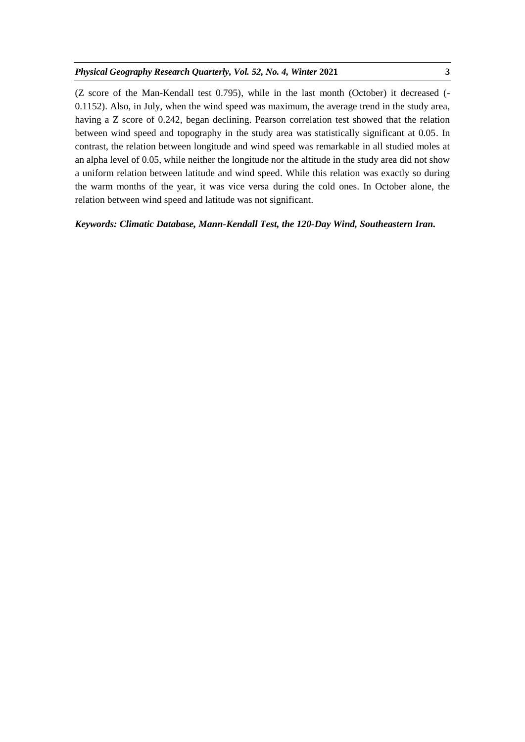(Z score of the Man-Kendall test 0.795), while in the last month (October) it decreased (-0.1152). Also, in July, when the wind speed was maximum, the average trend in the study area, having a Z score of 0.242, began declining. Pearson correlation test showed that the relation between wind speed and topography in the study area was statistically significant at 0.05. In contrast, the relation between longitude and wind speed was remarkable in all studied moles at an alpha level of 0.05, while neither the longitude nor the altitude in the study area did not show a uniform relation between latitude and wind speed. While this relation was exactly so during the warm months of the year, it was vice versa during the cold ones. In October alone, the relation between wind speed and latitude was not significant.

***Keywords: Climatic Database, Mann-Kendall Test, the 120-Day Wind, Southeastern Iran.***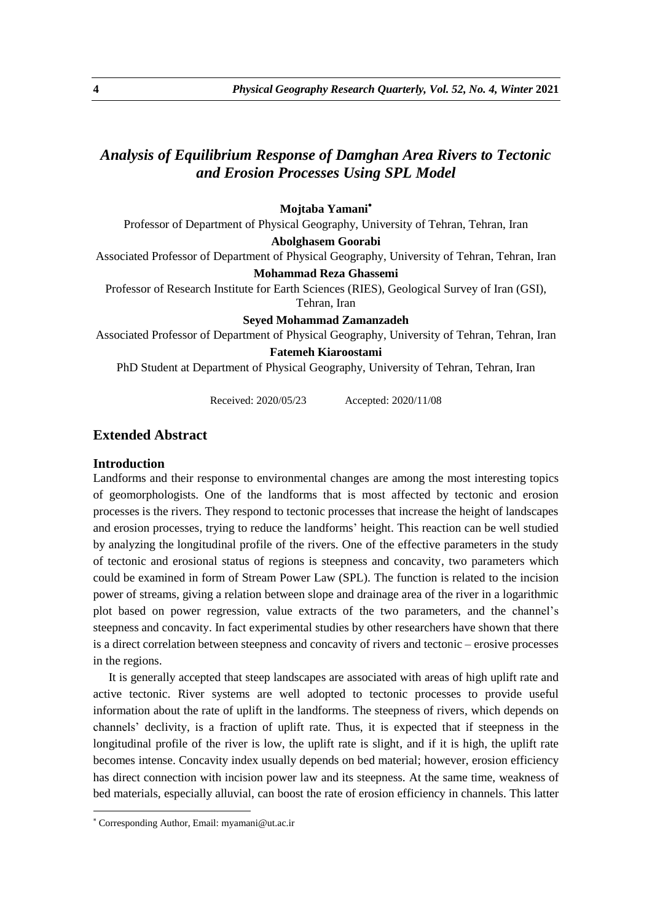# *Analysis of Equilibrium Response of Damghan Area Rivers to Tectonic and Erosion Processes Using SPL Model*

**Mojtaba Yamani**[*]

Professor of Department of Physical Geography, University of Tehran, Tehran, Iran

**Abolghasem Goorabi**

Associated Professor of Department of Physical Geography, University of Tehran, Tehran, Iran

**Mohammad Reza Ghassemi**

Professor of Research Institute for Earth Sciences (RIES), Geological Survey of Iran (GSI), Tehran, Iran

**Seyed Mohammad Zamanzadeh**

Associated Professor of Department of Physical Geography, University of Tehran, Tehran, Iran

**Fatemeh Kiaroostami**

PhD Student at Department of Physical Geography, University of Tehran, Tehran, Iran

Received: 2020/05/23 Accepted: 2020/11/08

## Extended Abstract

### Introduction

Landforms and their response to environmental changes are among the most interesting topics of geomorphologists. One of the landforms that is most affected by tectonic and erosion processes is the rivers. They respond to tectonic processes that increase the height of landscapes and erosion processes, trying to reduce the landforms' height. This reaction can be well studied by analyzing the longitudinal profile of the rivers. One of the effective parameters in the study of tectonic and erosional status of regions is steepness and concavity, two parameters which could be examined in form of Stream Power Law (SPL). The function is related to the incision power of streams, giving a relation between slope and drainage area of the river in a logarithmic plot based on power regression, value extracts of the two parameters, and the channel's steepness and concavity. In fact experimental studies by other researchers have shown that there is a direct correlation between steepness and concavity of rivers and tectonic – erosive processes in the regions.

It is generally accepted that steep landscapes are associated with areas of high uplift rate and active tectonic. River systems are well adopted to tectonic processes to provide useful information about the rate of uplift in the landforms. The steepness of rivers, which depends on channels' declivity, is a fraction of uplift rate. Thus, it is expected that if steepness in the longitudinal profile of the river is low, the uplift rate is slight, and if it is high, the uplift rate becomes intense. Concavity index usually depends on bed material; however, erosion efficiency has direct connection with incision power law and its steepness. At the same time, weakness of bed materials, especially alluvial, can boost the rate of erosion efficiency in channels. This latter

[*] Corresponding Author, Email: myamani@ut.ac.ir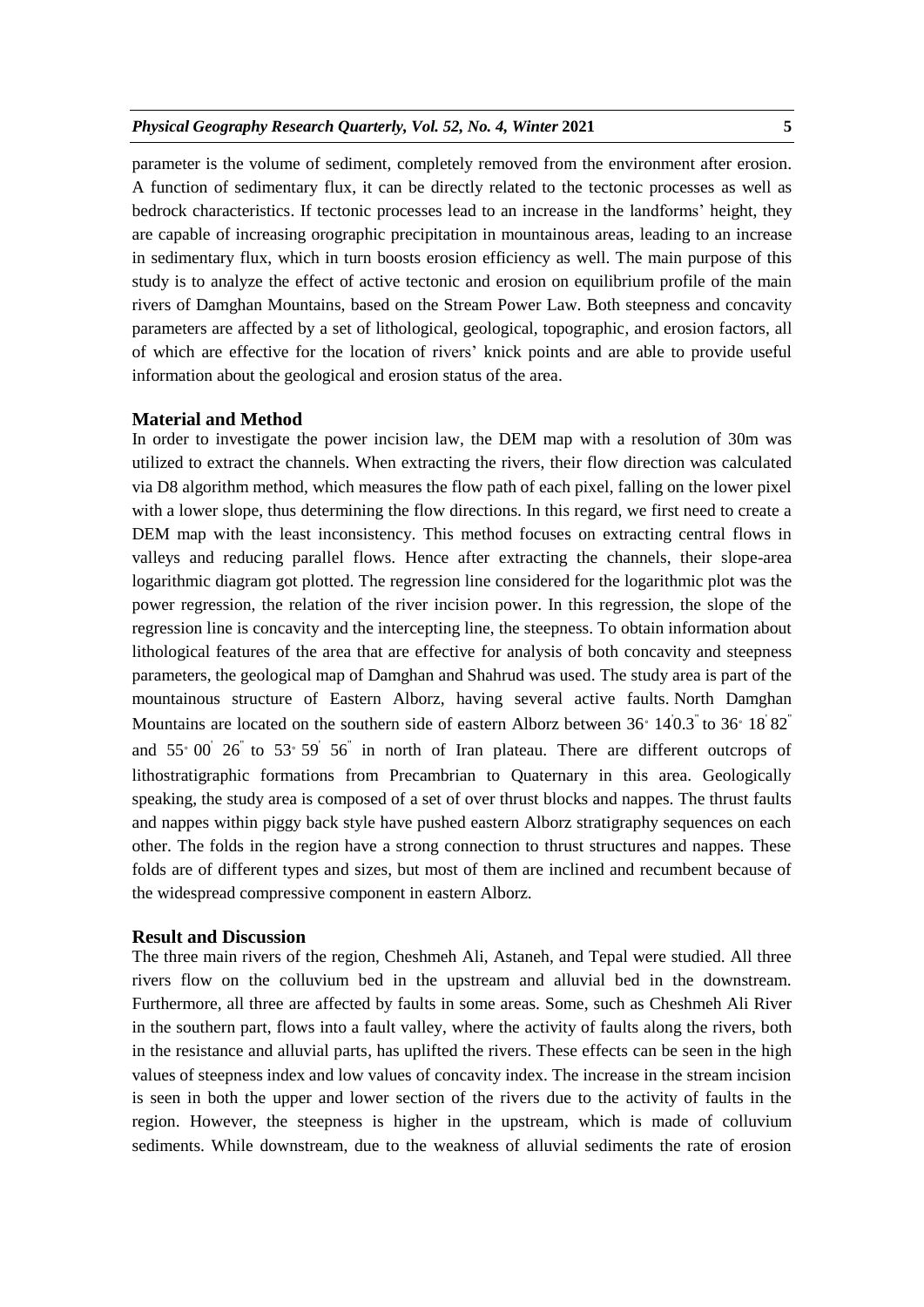parameter is the volume of sediment, completely removed from the environment after erosion. A function of sedimentary flux, it can be directly related to the tectonic processes as well as bedrock characteristics. If tectonic processes lead to an increase in the landforms' height, they are capable of increasing orographic precipitation in mountainous areas, leading to an increase in sedimentary flux, which in turn boosts erosion efficiency as well. The main purpose of this study is to analyze the effect of active tectonic and erosion on equilibrium profile of the main rivers of Damghan Mountains, based on the Stream Power Law. Both steepness and concavity parameters are affected by a set of lithological, geological, topographic, and erosion factors, all of which are effective for the location of rivers' knick points and are able to provide useful information about the geological and erosion status of the area.

## Material and Method

In order to investigate the power incision law, the DEM map with a resolution of 30m was utilized to extract the channels. When extracting the rivers, their flow direction was calculated via D8 algorithm method, which measures the flow path of each pixel, falling on the lower pixel with a lower slope, thus determining the flow directions. In this regard, we first need to create a DEM map with the least inconsistency. This method focuses on extracting central flows in valleys and reducing parallel flows. Hence after extracting the channels, their slope-area logarithmic diagram got plotted. The regression line considered for the logarithmic plot was the power regression, the relation of the river incision power. In this regression, the slope of the regression line is concavity and the intercepting line, the steepness. To obtain information about lithological features of the area that are effective for analysis of both concavity and steepness parameters, the geological map of Damghan and Shahrud was used. The study area is part of the mountainous structure of Eastern Alborz, having several active faults. North Damghan Mountains are located on the southern side of eastern Alborz between 36° 14' 0.3" to 36° 18' 82" and 55° 00' 26" to 53° 59' 56" in north of Iran plateau. There are different outcrops of lithostratigraphic formations from Precambrian to Quaternary in this area. Geologically speaking, the study area is composed of a set of over thrust blocks and nappes. The thrust faults and nappes within piggy back style have pushed eastern Alborz stratigraphy sequences on each other. The folds in the region have a strong connection to thrust structures and nappes. These folds are of different types and sizes, but most of them are inclined and recumbent because of the widespread compressive component in eastern Alborz.

## Result and Discussion

The three main rivers of the region, Cheshmeh Ali, Astaneh, and Tepal were studied. All three rivers flow on the colluvium bed in the upstream and alluvial bed in the downstream. Furthermore, all three are affected by faults in some areas. Some, such as Cheshmeh Ali River in the southern part, flows into a fault valley, where the activity of faults along the rivers, both in the resistance and alluvial parts, has uplifted the rivers. These effects can be seen in the high values of steepness index and low values of concavity index. The increase in the stream incision is seen in both the upper and lower section of the rivers due to the activity of faults in the region. However, the steepness is higher in the upstream, which is made of colluvium sediments. While downstream, due to the weakness of alluvial sediments the rate of erosion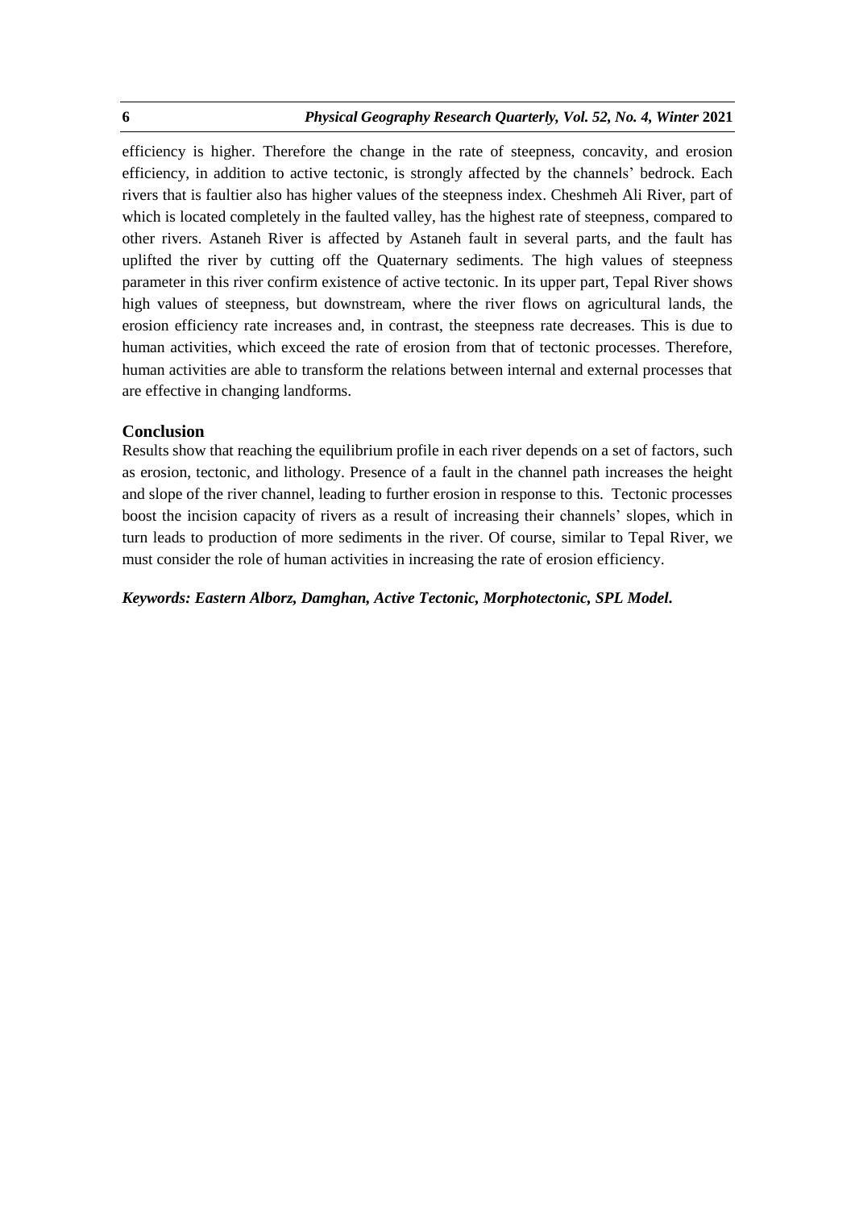efficiency is higher. Therefore the change in the rate of steepness, concavity, and erosion efficiency, in addition to active tectonic, is strongly affected by the channels' bedrock. Each rivers that is faultier also has higher values of the steepness index. Cheshmeh Ali River, part of which is located completely in the faulted valley, has the highest rate of steepness, compared to other rivers. Astaneh River is affected by Astaneh fault in several parts, and the fault has uplifted the river by cutting off the Quaternary sediments. The high values of steepness parameter in this river confirm existence of active tectonic. In its upper part, Tepal River shows high values of steepness, but downstream, where the river flows on agricultural lands, the erosion efficiency rate increases and, in contrast, the steepness rate decreases. This is due to human activities, which exceed the rate of erosion from that of tectonic processes. Therefore, human activities are able to transform the relations between internal and external processes that are effective in changing landforms.

## Conclusion

Results show that reaching the equilibrium profile in each river depends on a set of factors, such as erosion, tectonic, and lithology. Presence of a fault in the channel path increases the height and slope of the river channel, leading to further erosion in response to this. Tectonic processes boost the incision capacity of rivers as a result of increasing their channels' slopes, which in turn leads to production of more sediments in the river. Of course, similar to Tepal River, we must consider the role of human activities in increasing the rate of erosion efficiency.

***Keywords: Eastern Alborz, Damghan, Active Tectonic, Morphotectonic, SPL Model.***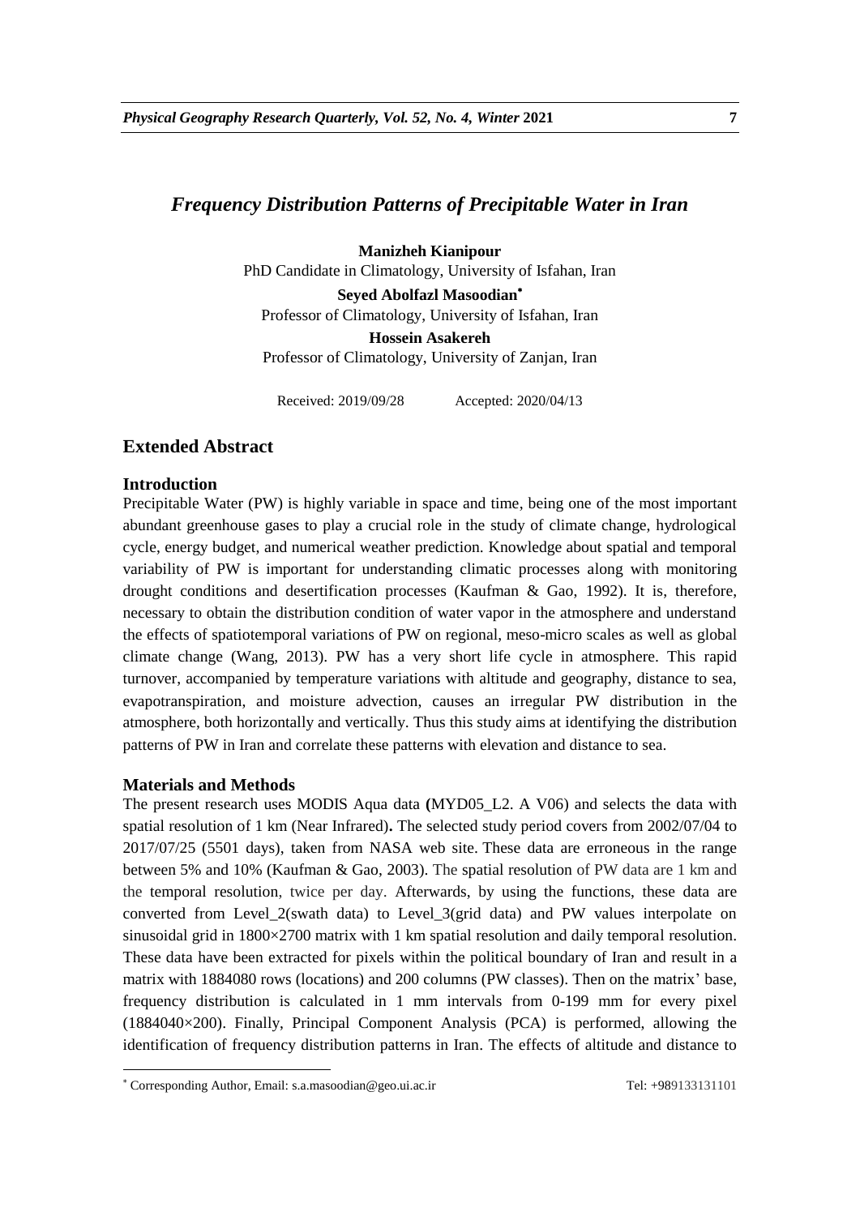# *Frequency Distribution Patterns of Precipitable Water in Iran*

**Manizheh Kianipour**
PhD Candidate in Climatology, University of Isfahan, Iran

**Seyed Abolfazl Masoodian*[*]***
Professor of Climatology, University of Isfahan, Iran

**Hossein Asakereh**
Professor of Climatology, University of Zanjan, Iran

Received: 2019/09/28 Accepted: 2020/04/13

## Extended Abstract

### Introduction

Precipitable Water (PW) is highly variable in space and time, being one of the most important abundant greenhouse gases to play a crucial role in the study of climate change, hydrological cycle, energy budget, and numerical weather prediction. Knowledge about spatial and temporal variability of PW is important for understanding climatic processes along with monitoring drought conditions and desertification processes (Kaufman & Gao, 1992). It is, therefore, necessary to obtain the distribution condition of water vapor in the atmosphere and understand the effects of spatiotemporal variations of PW on regional, meso-micro scales as well as global climate change (Wang, 2013). PW has a very short life cycle in atmosphere. This rapid turnover, accompanied by temperature variations with altitude and geography, distance to sea, evapotranspiration, and moisture advection, causes an irregular PW distribution in the atmosphere, both horizontally and vertically. Thus this study aims at identifying the distribution patterns of PW in Iran and correlate these patterns with elevation and distance to sea.

### Materials and Methods

The present research uses MODIS Aqua data **(**MYD05_L2. A V06) and selects the data with spatial resolution of 1 km (Near Infrared)**.** The selected study period covers from 2002/07/04 to 2017/07/25 (5501 days), taken from NASA web site. These data are erroneous in the range between 5% and 10% (Kaufman & Gao, 2003). The spatial resolution of PW data are 1 km and the temporal resolution, twice per day. Afterwards, by using the functions, these data are converted from Level_2(swath data) to Level_3(grid data) and PW values interpolate on sinusoidal grid in 1800×2700 matrix with 1 km spatial resolution and daily temporal resolution. These data have been extracted for pixels within the political boundary of Iran and result in a matrix with 1884080 rows (locations) and 200 columns (PW classes). Then on the matrix' base, frequency distribution is calculated in 1 mm intervals from 0-199 mm for every pixel (1884040×200). Finally, Principal Component Analysis (PCA) is performed, allowing the identification of frequency distribution patterns in Iran. The effects of altitude and distance to

---

[*] Corresponding Author, Email: s.a.masoodian@geo.ui.ac.ir Tel: +989133131101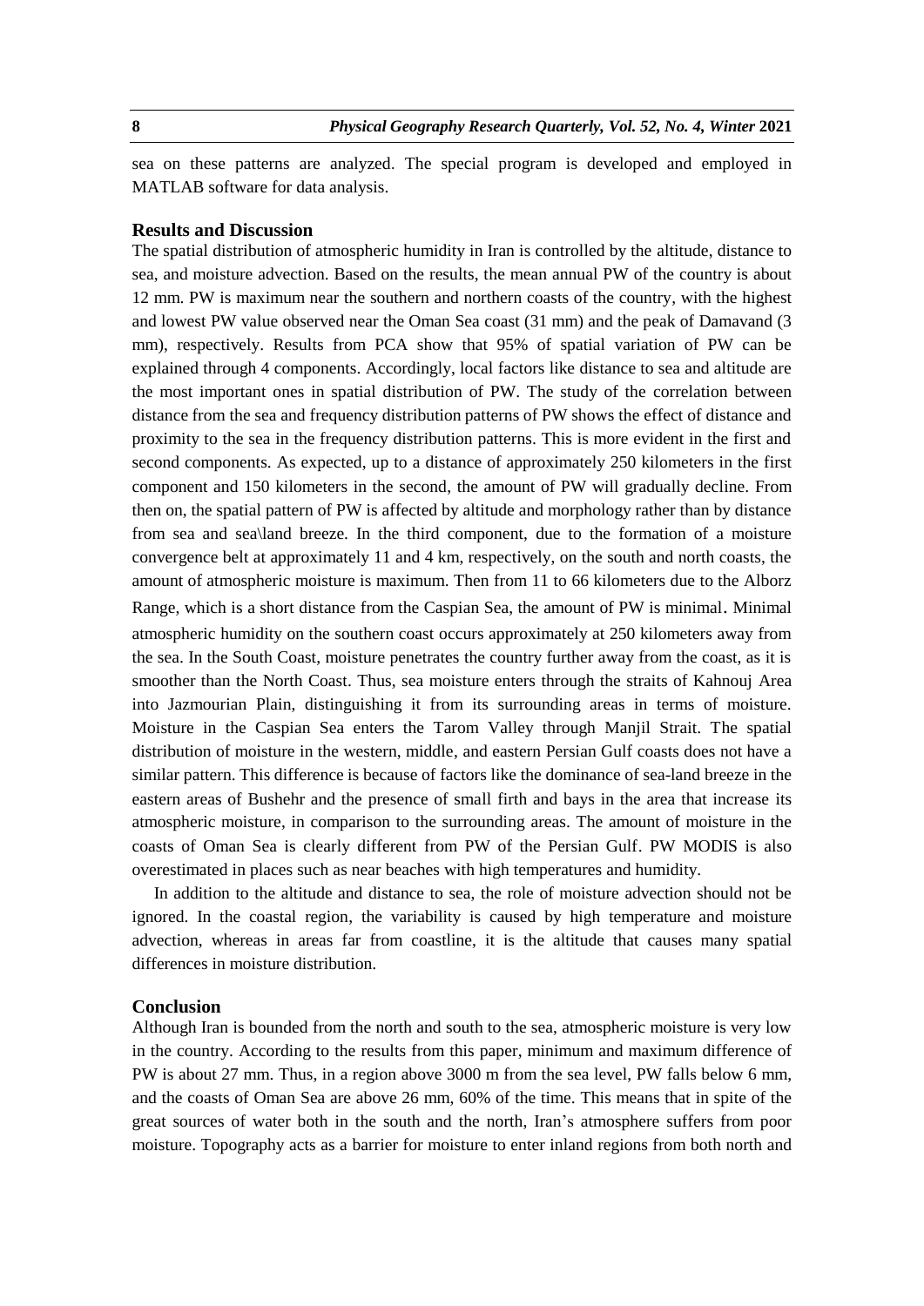sea on these patterns are analyzed. The special program is developed and employed in MATLAB software for data analysis.

## Results and Discussion

The spatial distribution of atmospheric humidity in Iran is controlled by the altitude, distance to sea, and moisture advection. Based on the results, the mean annual PW of the country is about 12 mm. PW is maximum near the southern and northern coasts of the country, with the highest and lowest PW value observed near the Oman Sea coast (31 mm) and the peak of Damavand (3 mm), respectively. Results from PCA show that 95% of spatial variation of PW can be explained through 4 components. Accordingly, local factors like distance to sea and altitude are the most important ones in spatial distribution of PW. The study of the correlation between distance from the sea and frequency distribution patterns of PW shows the effect of distance and proximity to the sea in the frequency distribution patterns. This is more evident in the first and second components. As expected, up to a distance of approximately 250 kilometers in the first component and 150 kilometers in the second, the amount of PW will gradually decline. From then on, the spatial pattern of PW is affected by altitude and morphology rather than by distance from sea and sea\land breeze. In the third component, due to the formation of a moisture convergence belt at approximately 11 and 4 km, respectively, on the south and north coasts, the amount of atmospheric moisture is maximum. Then from 11 to 66 kilometers due to the Alborz Range, which is a short distance from the Caspian Sea, the amount of PW is minimal. Minimal atmospheric humidity on the southern coast occurs approximately at 250 kilometers away from the sea. In the South Coast, moisture penetrates the country further away from the coast, as it is smoother than the North Coast. Thus, sea moisture enters through the straits of Kahnouj Area into Jazmourian Plain, distinguishing it from its surrounding areas in terms of moisture. Moisture in the Caspian Sea enters the Tarom Valley through Manjil Strait. The spatial distribution of moisture in the western, middle, and eastern Persian Gulf coasts does not have a similar pattern. This difference is because of factors like the dominance of sea-land breeze in the eastern areas of Bushehr and the presence of small firth and bays in the area that increase its atmospheric moisture, in comparison to the surrounding areas. The amount of moisture in the coasts of Oman Sea is clearly different from PW of the Persian Gulf. PW MODIS is also overestimated in places such as near beaches with high temperatures and humidity.

In addition to the altitude and distance to sea, the role of moisture advection should not be ignored. In the coastal region, the variability is caused by high temperature and moisture advection, whereas in areas far from coastline, it is the altitude that causes many spatial differences in moisture distribution.

## Conclusion

Although Iran is bounded from the north and south to the sea, atmospheric moisture is very low in the country. According to the results from this paper, minimum and maximum difference of PW is about 27 mm. Thus, in a region above 3000 m from the sea level, PW falls below 6 mm, and the coasts of Oman Sea are above 26 mm, 60% of the time. This means that in spite of the great sources of water both in the south and the north, Iran's atmosphere suffers from poor moisture. Topography acts as a barrier for moisture to enter inland regions from both north and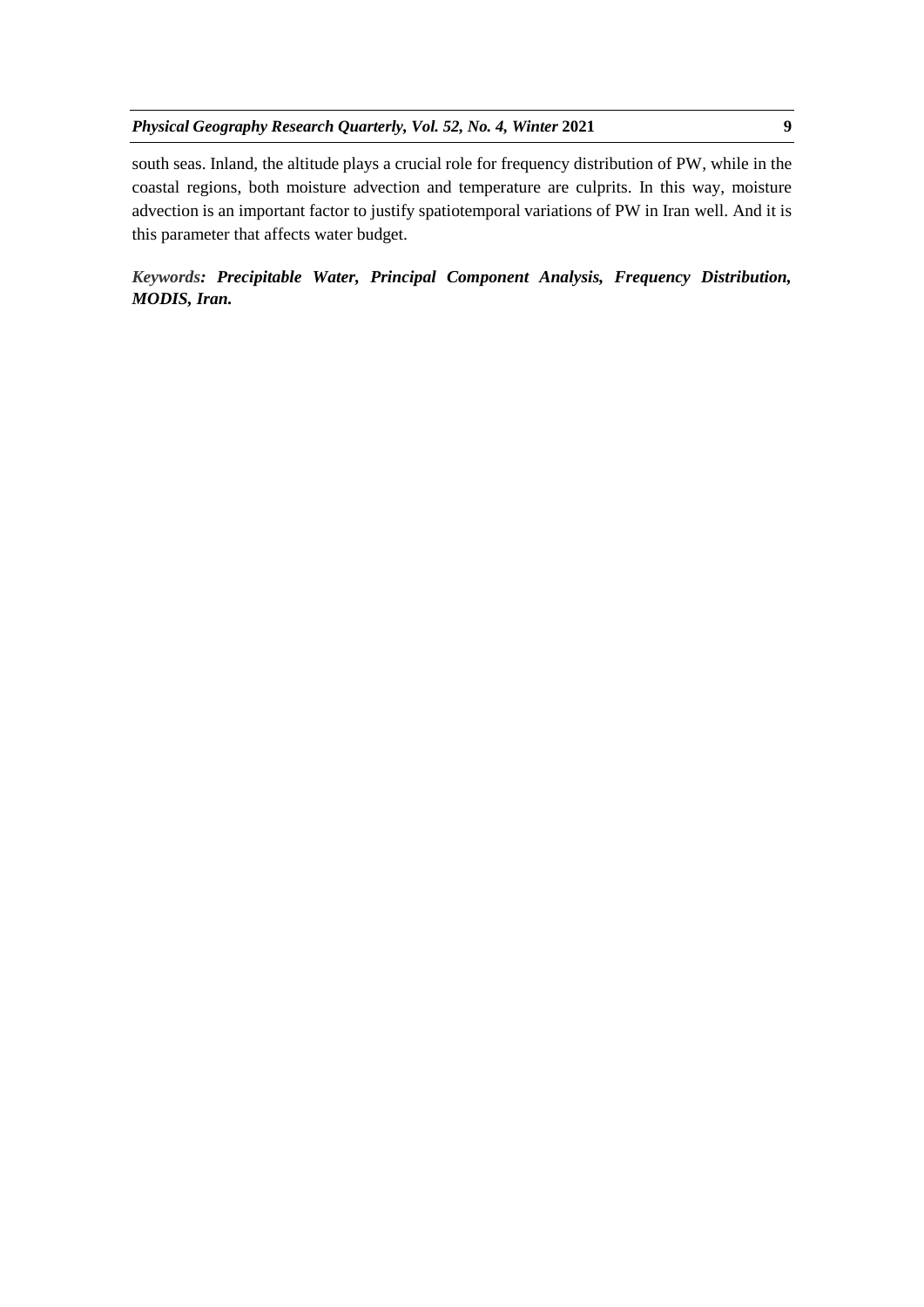south seas. Inland, the altitude plays a crucial role for frequency distribution of PW, while in the coastal regions, both moisture advection and temperature are culprits. In this way, moisture advection is an important factor to justify spatiotemporal variations of PW in Iran well. And it is this parameter that affects water budget.

***Keywords: Precipitable Water, Principal Component Analysis, Frequency Distribution, MODIS, Iran.***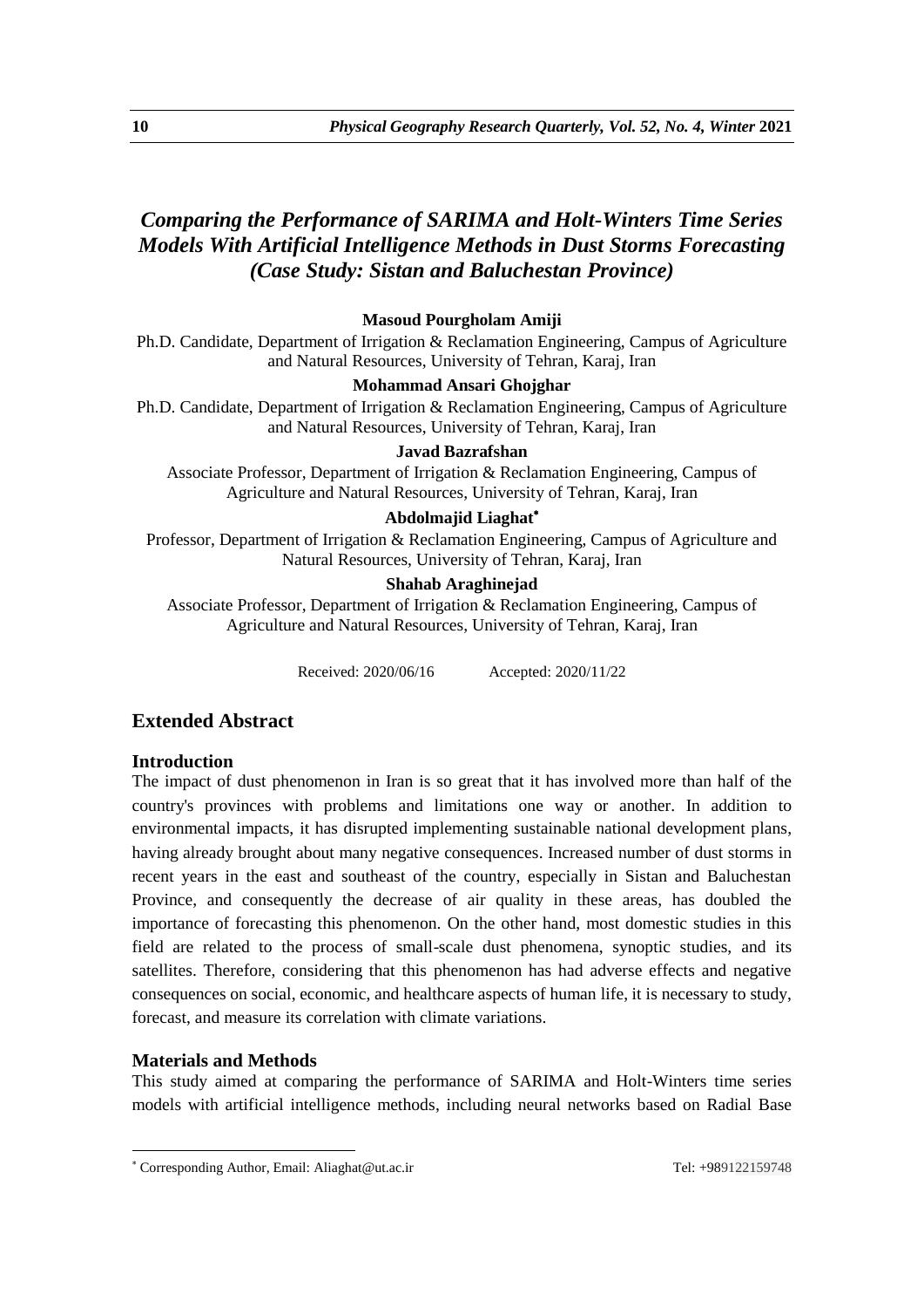# *Comparing the Performance of SARIMA and Holt-Winters Time Series Models With Artificial Intelligence Methods in Dust Storms Forecasting (Case Study: Sistan and Baluchestan Province)*

**Masoud Pourgholam Amiji**

Ph.D. Candidate, Department of Irrigation & Reclamation Engineering, Campus of Agriculture and Natural Resources, University of Tehran, Karaj, Iran

**Mohammad Ansari Ghojghar**

Ph.D. Candidate, Department of Irrigation & Reclamation Engineering, Campus of Agriculture and Natural Resources, University of Tehran, Karaj, Iran

**Javad Bazrafshan**

Associate Professor, Department of Irrigation & Reclamation Engineering, Campus of Agriculture and Natural Resources, University of Tehran, Karaj, Iran

**Abdolmajid Liaghat***

Professor, Department of Irrigation & Reclamation Engineering, Campus of Agriculture and Natural Resources, University of Tehran, Karaj, Iran

**Shahab Araghinejad**

Associate Professor, Department of Irrigation & Reclamation Engineering, Campus of Agriculture and Natural Resources, University of Tehran, Karaj, Iran

Received: 2020/06/16 Accepted: 2020/11/22

## Extended Abstract

### Introduction

The impact of dust phenomenon in Iran is so great that it has involved more than half of the country's provinces with problems and limitations one way or another. In addition to environmental impacts, it has disrupted implementing sustainable national development plans, having already brought about many negative consequences. Increased number of dust storms in recent years in the east and southeast of the country, especially in Sistan and Baluchestan Province, and consequently the decrease of air quality in these areas, has doubled the importance of forecasting this phenomenon. On the other hand, most domestic studies in this field are related to the process of small-scale dust phenomena, synoptic studies, and its satellites. Therefore, considering that this phenomenon has had adverse effects and negative consequences on social, economic, and healthcare aspects of human life, it is necessary to study, forecast, and measure its correlation with climate variations.

### Materials and Methods

This study aimed at comparing the performance of SARIMA and Holt-Winters time series models with artificial intelligence methods, including neural networks based on Radial Base

---

* Corresponding Author, Email: Aliaghat@ut.ac.ir Tel: +989122159748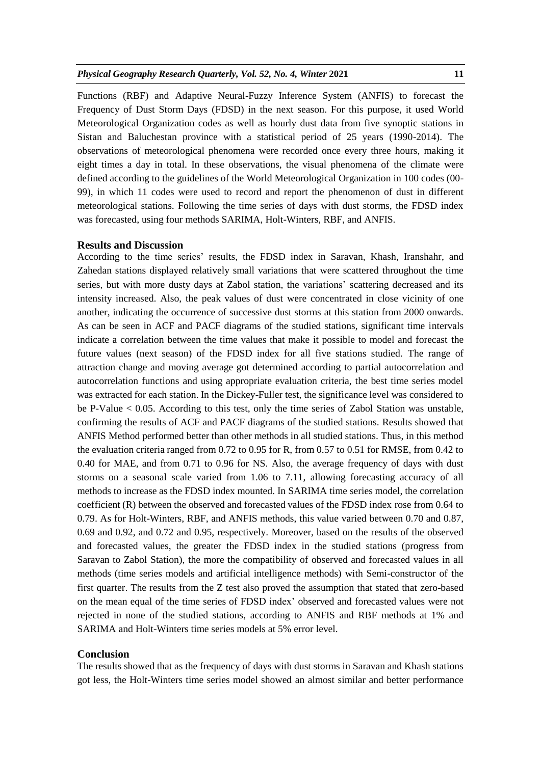Functions (RBF) and Adaptive Neural-Fuzzy Inference System (ANFIS) to forecast the Frequency of Dust Storm Days (FDSD) in the next season. For this purpose, it used World Meteorological Organization codes as well as hourly dust data from five synoptic stations in Sistan and Baluchestan province with a statistical period of 25 years (1990-2014). The observations of meteorological phenomena were recorded once every three hours, making it eight times a day in total. In these observations, the visual phenomena of the climate were defined according to the guidelines of the World Meteorological Organization in 100 codes (00-99), in which 11 codes were used to record and report the phenomenon of dust in different meteorological stations. Following the time series of days with dust storms, the FDSD index was forecasted, using four methods SARIMA, Holt-Winters, RBF, and ANFIS.

### Results and Discussion

According to the time series' results, the FDSD index in Saravan, Khash, Iranshahr, and Zahedan stations displayed relatively small variations that were scattered throughout the time series, but with more dusty days at Zabol station, the variations' scattering decreased and its intensity increased. Also, the peak values of dust were concentrated in close vicinity of one another, indicating the occurrence of successive dust storms at this station from 2000 onwards. As can be seen in ACF and PACF diagrams of the studied stations, significant time intervals indicate a correlation between the time values that make it possible to model and forecast the future values (next season) of the FDSD index for all five stations studied. The range of attraction change and moving average got determined according to partial autocorrelation and autocorrelation functions and using appropriate evaluation criteria, the best time series model was extracted for each station. In the Dickey-Fuller test, the significance level was considered to be P-Value $< 0.05$. According to this test, only the time series of Zabol Station was unstable, confirming the results of ACF and PACF diagrams of the studied stations. Results showed that ANFIS Method performed better than other methods in all studied stations. Thus, in this method the evaluation criteria ranged from 0.72 to 0.95 for R, from 0.57 to 0.51 for RMSE, from 0.42 to 0.40 for MAE, and from 0.71 to 0.96 for NS. Also, the average frequency of days with dust storms on a seasonal scale varied from 1.06 to 7.11, allowing forecasting accuracy of all methods to increase as the FDSD index mounted. In SARIMA time series model, the correlation coefficient (R) between the observed and forecasted values of the FDSD index rose from 0.64 to 0.79. As for Holt-Winters, RBF, and ANFIS methods, this value varied between 0.70 and 0.87, 0.69 and 0.92, and 0.72 and 0.95, respectively. Moreover, based on the results of the observed and forecasted values, the greater the FDSD index in the studied stations (progress from Saravan to Zabol Station), the more the compatibility of observed and forecasted values in all methods (time series models and artificial intelligence methods) with Semi-constructor of the first quarter. The results from the Z test also proved the assumption that stated that zero-based on the mean equal of the time series of FDSD index' observed and forecasted values were not rejected in none of the studied stations, according to ANFIS and RBF methods at 1% and SARIMA and Holt-Winters time series models at 5% error level.

### Conclusion

The results showed that as the frequency of days with dust storms in Saravan and Khash stations got less, the Holt-Winters time series model showed an almost similar and better performance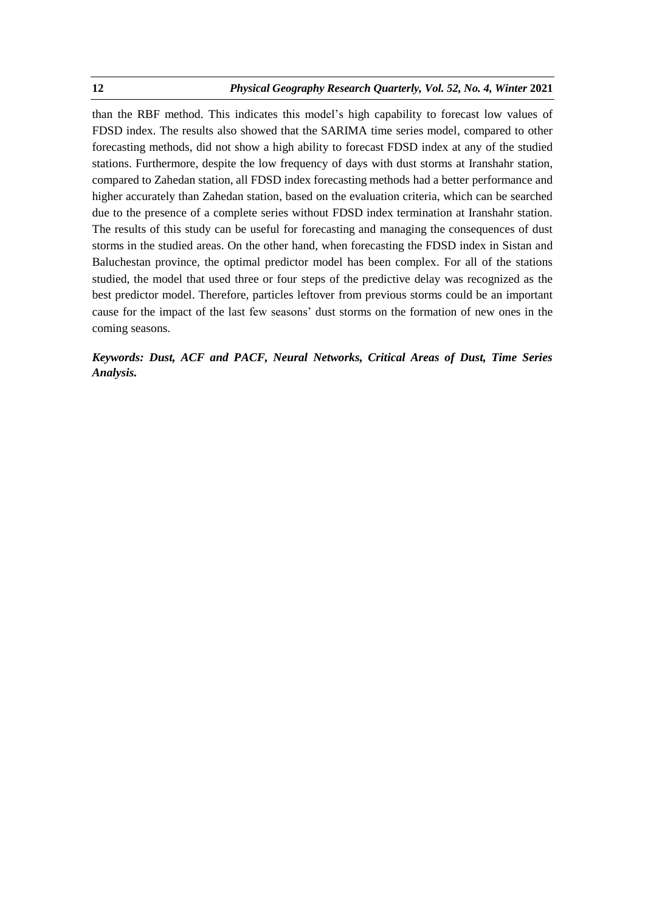than the RBF method. This indicates this model's high capability to forecast low values of FDSD index. The results also showed that the SARIMA time series model, compared to other forecasting methods, did not show a high ability to forecast FDSD index at any of the studied stations. Furthermore, despite the low frequency of days with dust storms at Iranshahr station, compared to Zahedan station, all FDSD index forecasting methods had a better performance and higher accurately than Zahedan station, based on the evaluation criteria, which can be searched due to the presence of a complete series without FDSD index termination at Iranshahr station. The results of this study can be useful for forecasting and managing the consequences of dust storms in the studied areas. On the other hand, when forecasting the FDSD index in Sistan and Baluchestan province, the optimal predictor model has been complex. For all of the stations studied, the model that used three or four steps of the predictive delay was recognized as the best predictor model. Therefore, particles leftover from previous storms could be an important cause for the impact of the last few seasons' dust storms on the formation of new ones in the coming seasons.

***Keywords: Dust, ACF and PACF, Neural Networks, Critical Areas of Dust, Time Series Analysis.***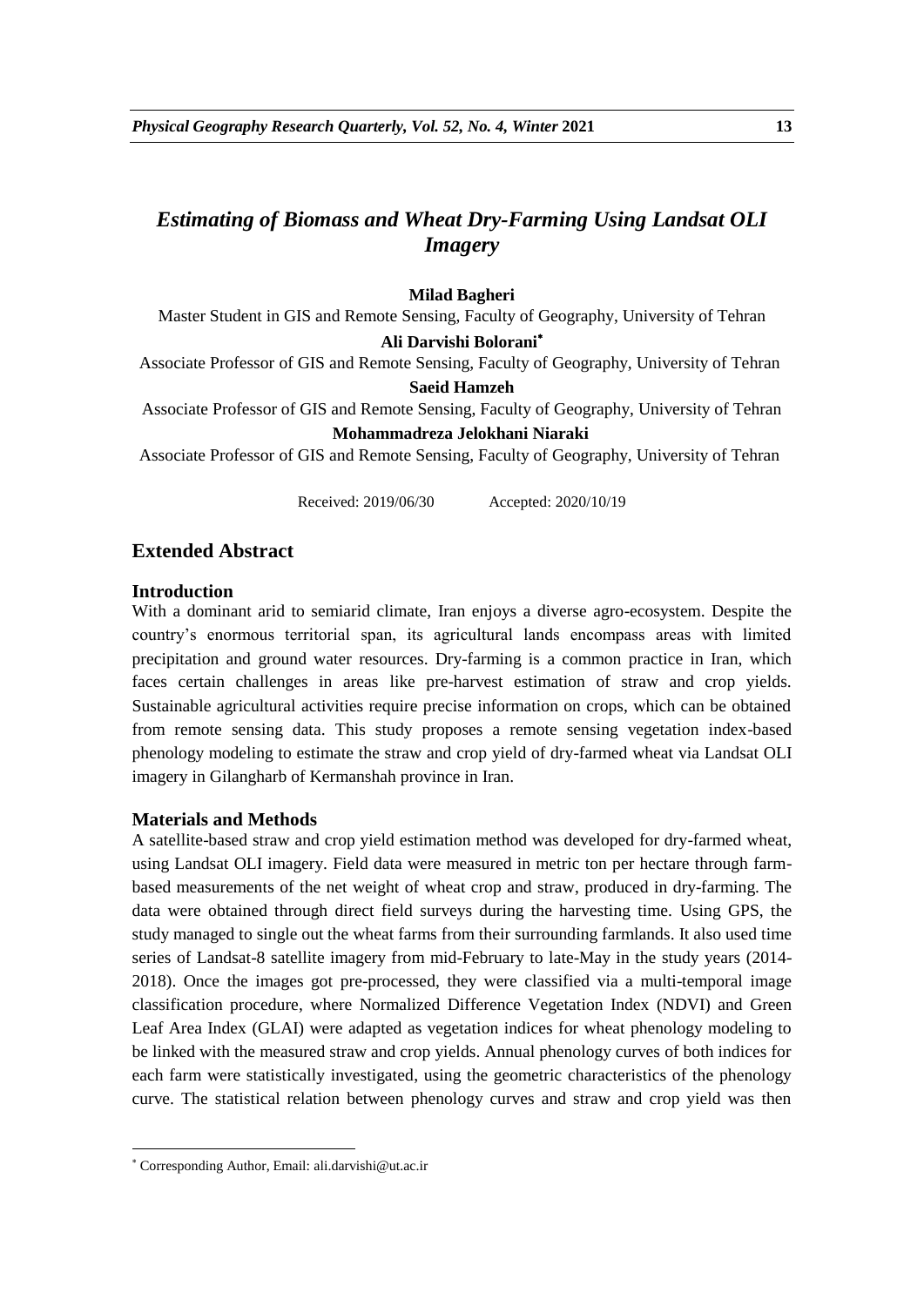# *Estimating of Biomass and Wheat Dry-Farming Using Landsat OLI Imagery*

**Milad Bagheri**

Master Student in GIS and Remote Sensing, Faculty of Geography, University of Tehran

**Ali Darvishi Bolorani***

Associate Professor of GIS and Remote Sensing, Faculty of Geography, University of Tehran

**Saeid Hamzeh**

Associate Professor of GIS and Remote Sensing, Faculty of Geography, University of Tehran

**Mohammadreza Jelokhani Niaraki**

Associate Professor of GIS and Remote Sensing, Faculty of Geography, University of Tehran

Received: 2019/06/30 Accepted: 2020/10/19

## Extended Abstract

### Introduction

With a dominant arid to semiarid climate, Iran enjoys a diverse agro-ecosystem. Despite the country's enormous territorial span, its agricultural lands encompass areas with limited precipitation and ground water resources. Dry-farming is a common practice in Iran, which faces certain challenges in areas like pre-harvest estimation of straw and crop yields. Sustainable agricultural activities require precise information on crops, which can be obtained from remote sensing data. This study proposes a remote sensing vegetation index-based phenology modeling to estimate the straw and crop yield of dry-farmed wheat via Landsat OLI imagery in Gilangharb of Kermanshah province in Iran.

### Materials and Methods

A satellite-based straw and crop yield estimation method was developed for dry-farmed wheat, using Landsat OLI imagery. Field data were measured in metric ton per hectare through farm-based measurements of the net weight of wheat crop and straw, produced in dry-farming. The data were obtained through direct field surveys during the harvesting time. Using GPS, the study managed to single out the wheat farms from their surrounding farmlands. It also used time series of Landsat-8 satellite imagery from mid-February to late-May in the study years (2014-2018). Once the images got pre-processed, they were classified via a multi-temporal image classification procedure, where Normalized Difference Vegetation Index (NDVI) and Green Leaf Area Index (GLAI) were adapted as vegetation indices for wheat phenology modeling to be linked with the measured straw and crop yields. Annual phenology curves of both indices for each farm were statistically investigated, using the geometric characteristics of the phenology curve. The statistical relation between phenology curves and straw and crop yield was then

---

* Corresponding Author, Email: ali.darvishi@ut.ac.ir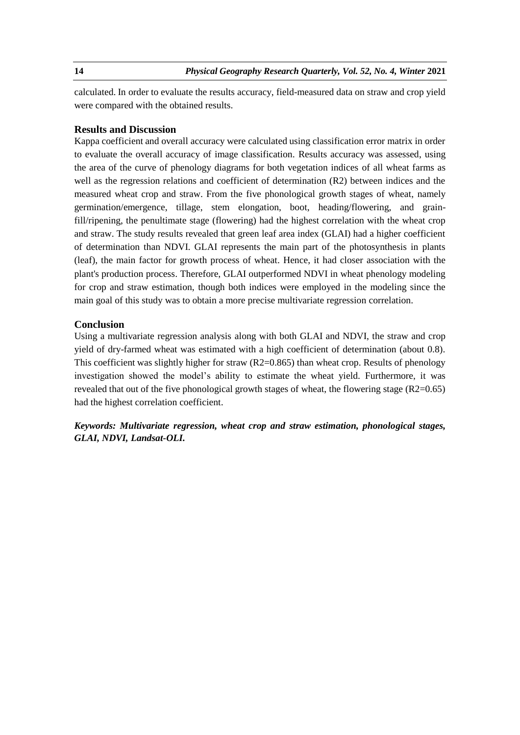calculated. In order to evaluate the results accuracy, field-measured data on straw and crop yield were compared with the obtained results.

## Results and Discussion

Kappa coefficient and overall accuracy were calculated using classification error matrix in order to evaluate the overall accuracy of image classification. Results accuracy was assessed, using the area of the curve of phenology diagrams for both vegetation indices of all wheat farms as well as the regression relations and coefficient of determination (R2) between indices and the measured wheat crop and straw. From the five phonological growth stages of wheat, namely germination/emergence, tillage, stem elongation, boot, heading/flowering, and grain-fill/ripening, the penultimate stage (flowering) had the highest correlation with the wheat crop and straw. The study results revealed that green leaf area index (GLAI) had a higher coefficient of determination than NDVI. GLAI represents the main part of the photosynthesis in plants (leaf), the main factor for growth process of wheat. Hence, it had closer association with the plant's production process. Therefore, GLAI outperformed NDVI in wheat phenology modeling for crop and straw estimation, though both indices were employed in the modeling since the main goal of this study was to obtain a more precise multivariate regression correlation.

## Conclusion

Using a multivariate regression analysis along with both GLAI and NDVI, the straw and crop yield of dry-farmed wheat was estimated with a high coefficient of determination (about 0.8). This coefficient was slightly higher for straw (R2=0.865) than wheat crop. Results of phenology investigation showed the model's ability to estimate the wheat yield. Furthermore, it was revealed that out of the five phonological growth stages of wheat, the flowering stage (R2=0.65) had the highest correlation coefficient.

***Keywords: Multivariate regression, wheat crop and straw estimation, phonological stages, GLAI, NDVI, Landsat-OLI.***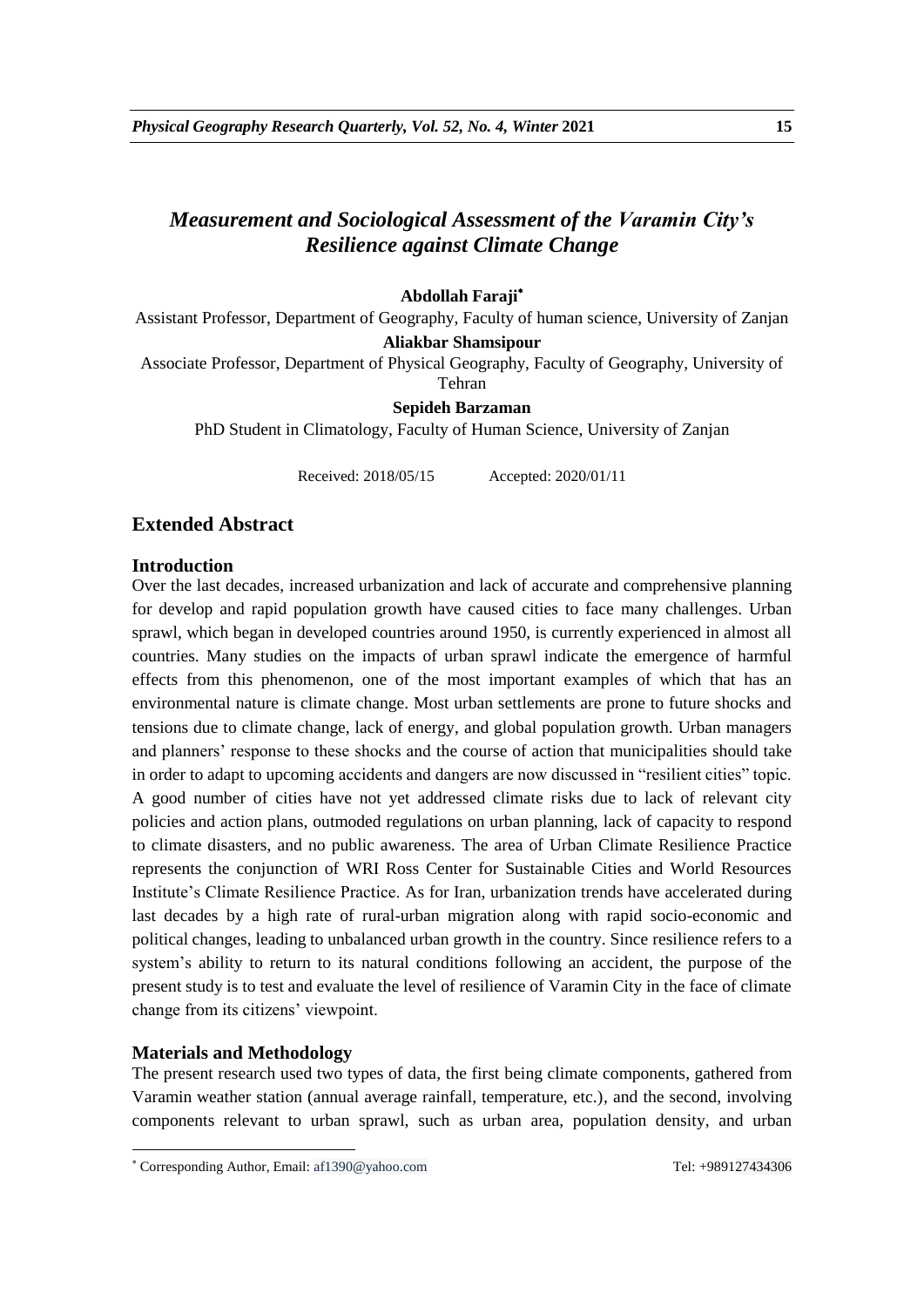# *Measurement and Sociological Assessment of the Varamin City's Resilience against Climate Change*

**Abdollah Faraji**[*]

Assistant Professor, Department of Geography, Faculty of human science, University of Zanjan

**Aliakbar Shamsipour**

Associate Professor, Department of Physical Geography, Faculty of Geography, University of Tehran

**Sepideh Barzaman**

PhD Student in Climatology, Faculty of Human Science, University of Zanjan

Received: 2018/05/15 Accepted: 2020/01/11

## Extended Abstract

### Introduction

Over the last decades, increased urbanization and lack of accurate and comprehensive planning for develop and rapid population growth have caused cities to face many challenges. Urban sprawl, which began in developed countries around 1950, is currently experienced in almost all countries. Many studies on the impacts of urban sprawl indicate the emergence of harmful effects from this phenomenon, one of the most important examples of which that has an environmental nature is climate change. Most urban settlements are prone to future shocks and tensions due to climate change, lack of energy, and global population growth. Urban managers and planners' response to these shocks and the course of action that municipalities should take in order to adapt to upcoming accidents and dangers are now discussed in "resilient cities" topic. A good number of cities have not yet addressed climate risks due to lack of relevant city policies and action plans, outmoded regulations on urban planning, lack of capacity to respond to climate disasters, and no public awareness. The area of Urban Climate Resilience Practice represents the conjunction of WRI Ross Center for Sustainable Cities and World Resources Institute's Climate Resilience Practice. As for Iran, urbanization trends have accelerated during last decades by a high rate of rural-urban migration along with rapid socio-economic and political changes, leading to unbalanced urban growth in the country. Since resilience refers to a system's ability to return to its natural conditions following an accident, the purpose of the present study is to test and evaluate the level of resilience of Varamin City in the face of climate change from its citizens' viewpoint.

### Materials and Methodology

The present research used two types of data, the first being climate components, gathered from Varamin weather station (annual average rainfall, temperature, etc.), and the second, involving components relevant to urban sprawl, such as urban area, population density, and urban

---

[*] Corresponding Author, Email: af1390@yahoo.com Tel: +989127434306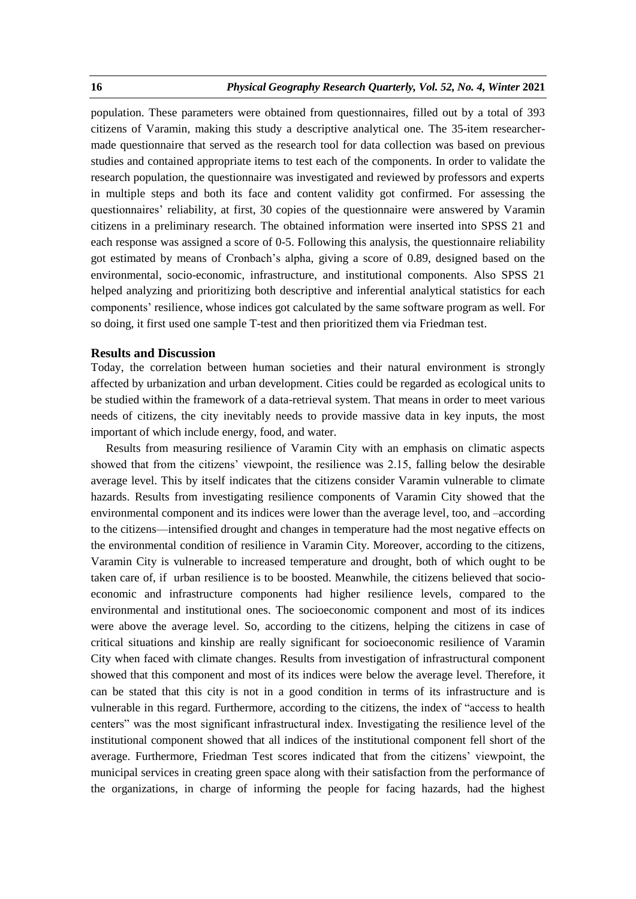population. These parameters were obtained from questionnaires, filled out by a total of 393 citizens of Varamin, making this study a descriptive analytical one. The 35-item researcher-made questionnaire that served as the research tool for data collection was based on previous studies and contained appropriate items to test each of the components. In order to validate the research population, the questionnaire was investigated and reviewed by professors and experts in multiple steps and both its face and content validity got confirmed. For assessing the questionnaires' reliability, at first, 30 copies of the questionnaire were answered by Varamin citizens in a preliminary research. The obtained information were inserted into SPSS 21 and each response was assigned a score of 0-5. Following this analysis, the questionnaire reliability got estimated by means of Cronbach's alpha, giving a score of 0.89, designed based on the environmental, socio-economic, infrastructure, and institutional components. Also SPSS 21 helped analyzing and prioritizing both descriptive and inferential analytical statistics for each components' resilience, whose indices got calculated by the same software program as well. For so doing, it first used one sample T-test and then prioritized them via Friedman test.

## Results and Discussion

Today, the correlation between human societies and their natural environment is strongly affected by urbanization and urban development. Cities could be regarded as ecological units to be studied within the framework of a data-retrieval system. That means in order to meet various needs of citizens, the city inevitably needs to provide massive data in key inputs, the most important of which include energy, food, and water.

Results from measuring resilience of Varamin City with an emphasis on climatic aspects showed that from the citizens' viewpoint, the resilience was 2.15, falling below the desirable average level. This by itself indicates that the citizens consider Varamin vulnerable to climate hazards. Results from investigating resilience components of Varamin City showed that the environmental component and its indices were lower than the average level, too, and –according to the citizens—intensified drought and changes in temperature had the most negative effects on the environmental condition of resilience in Varamin City. Moreover, according to the citizens, Varamin City is vulnerable to increased temperature and drought, both of which ought to be taken care of, if urban resilience is to be boosted. Meanwhile, the citizens believed that socio-economic and infrastructure components had higher resilience levels, compared to the environmental and institutional ones. The socioeconomic component and most of its indices were above the average level. So, according to the citizens, helping the citizens in case of critical situations and kinship are really significant for socioeconomic resilience of Varamin City when faced with climate changes. Results from investigation of infrastructural component showed that this component and most of its indices were below the average level. Therefore, it can be stated that this city is not in a good condition in terms of its infrastructure and is vulnerable in this regard. Furthermore, according to the citizens, the index of "access to health centers" was the most significant infrastructural index. Investigating the resilience level of the institutional component showed that all indices of the institutional component fell short of the average. Furthermore, Friedman Test scores indicated that from the citizens' viewpoint, the municipal services in creating green space along with their satisfaction from the performance of the organizations, in charge of informing the people for facing hazards, had the highest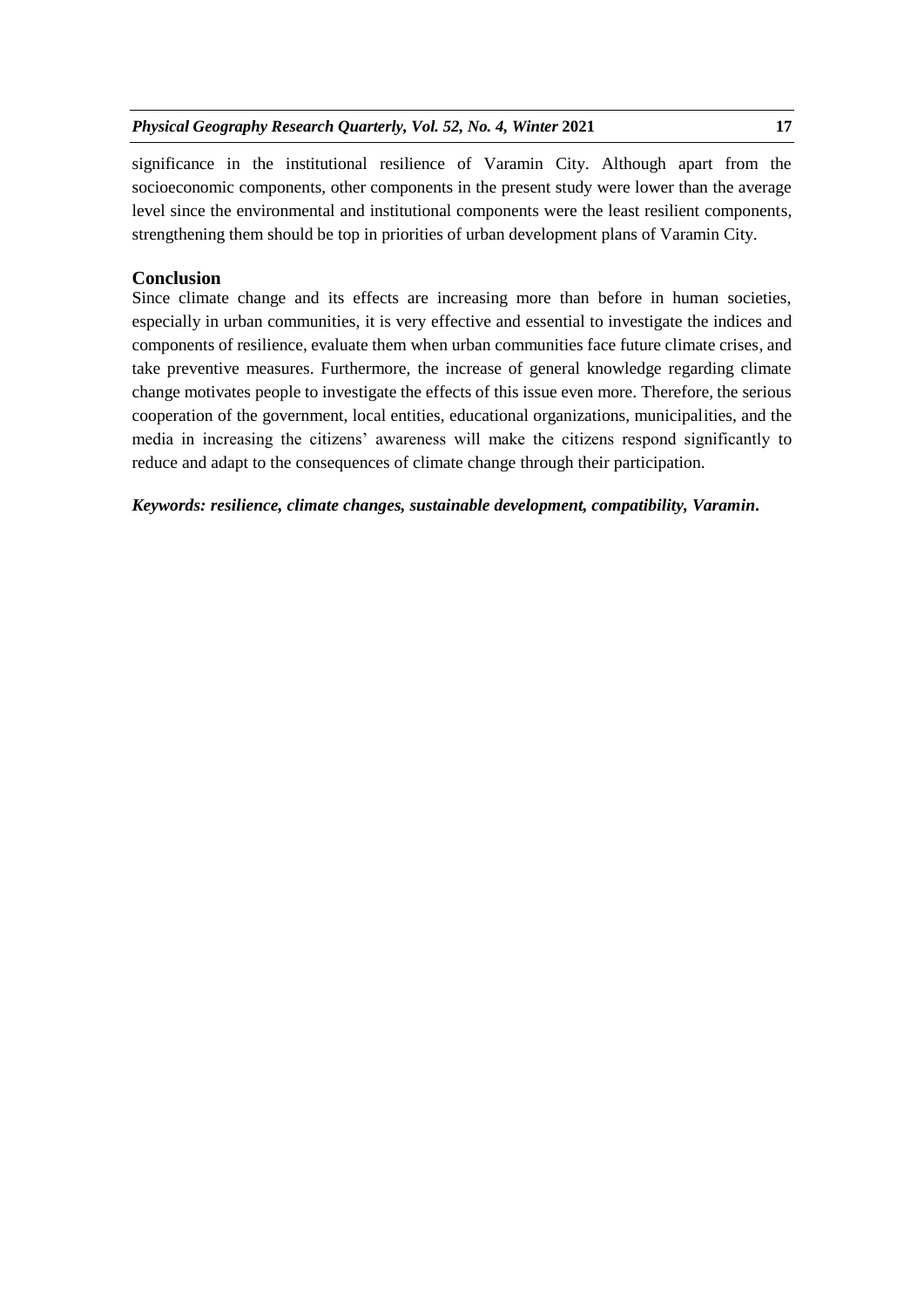significance in the institutional resilience of Varamin City. Although apart from the socioeconomic components, other components in the present study were lower than the average level since the environmental and institutional components were the least resilient components, strengthening them should be top in priorities of urban development plans of Varamin City.

## Conclusion

Since climate change and its effects are increasing more than before in human societies, especially in urban communities, it is very effective and essential to investigate the indices and components of resilience, evaluate them when urban communities face future climate crises, and take preventive measures. Furthermore, the increase of general knowledge regarding climate change motivates people to investigate the effects of this issue even more. Therefore, the serious cooperation of the government, local entities, educational organizations, municipalities, and the media in increasing the citizens' awareness will make the citizens respond significantly to reduce and adapt to the consequences of climate change through their participation.

***Keywords: resilience, climate changes, sustainable development, compatibility, Varamin.***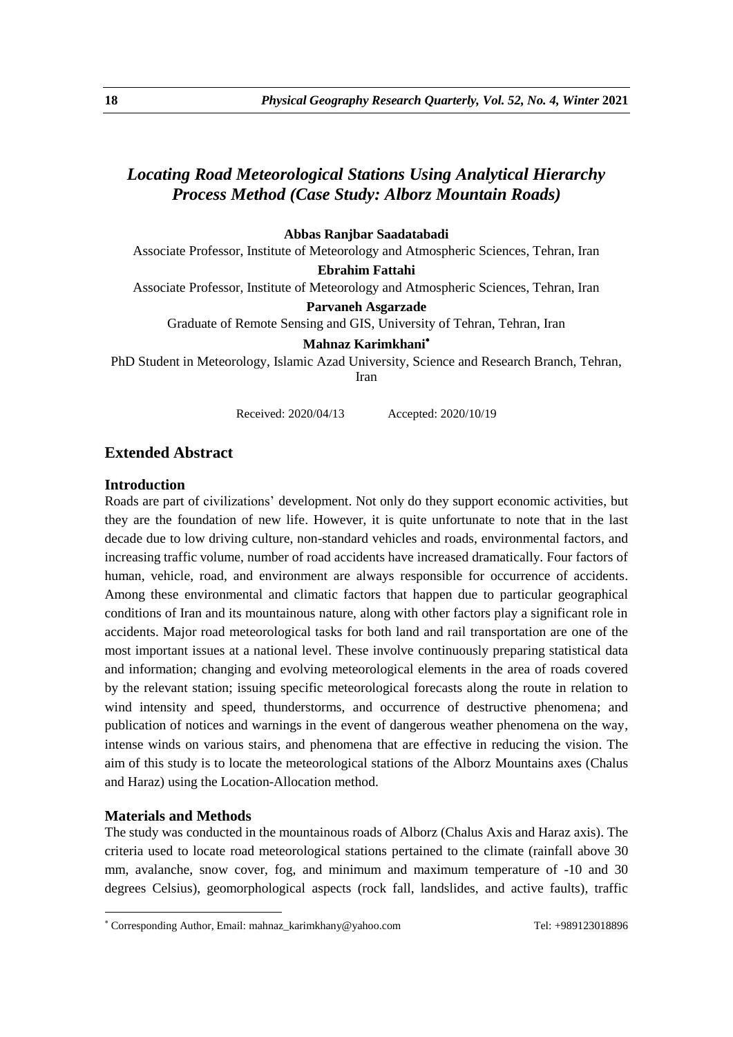# *Locating Road Meteorological Stations Using Analytical Hierarchy Process Method (Case Study: Alborz Mountain Roads)*

**Abbas Ranjbar Saadatabadi**

Associate Professor, Institute of Meteorology and Atmospheric Sciences, Tehran, Iran

**Ebrahim Fattahi**

Associate Professor, Institute of Meteorology and Atmospheric Sciences, Tehran, Iran

**Parvaneh Asgarzade**

Graduate of Remote Sensing and GIS, University of Tehran, Tehran, Iran

**Mahnaz Karimkhani**[*]

PhD Student in Meteorology, Islamic Azad University, Science and Research Branch, Tehran, Iran

Received: 2020/04/13 Accepted: 2020/10/19

## Extended Abstract

### Introduction

Roads are part of civilizations' development. Not only do they support economic activities, but they are the foundation of new life. However, it is quite unfortunate to note that in the last decade due to low driving culture, non-standard vehicles and roads, environmental factors, and increasing traffic volume, number of road accidents have increased dramatically. Four factors of human, vehicle, road, and environment are always responsible for occurrence of accidents. Among these environmental and climatic factors that happen due to particular geographical conditions of Iran and its mountainous nature, along with other factors play a significant role in accidents. Major road meteorological tasks for both land and rail transportation are one of the most important issues at a national level. These involve continuously preparing statistical data and information; changing and evolving meteorological elements in the area of roads covered by the relevant station; issuing specific meteorological forecasts along the route in relation to wind intensity and speed, thunderstorms, and occurrence of destructive phenomena; and publication of notices and warnings in the event of dangerous weather phenomena on the way, intense winds on various stairs, and phenomena that are effective in reducing the vision. The aim of this study is to locate the meteorological stations of the Alborz Mountains axes (Chalus and Haraz) using the Location-Allocation method.

### Materials and Methods

The study was conducted in the mountainous roads of Alborz (Chalus Axis and Haraz axis). The criteria used to locate road meteorological stations pertained to the climate (rainfall above 30 mm, avalanche, snow cover, fog, and minimum and maximum temperature of -10 and 30 degrees Celsius), geomorphological aspects (rock fall, landslides, and active faults), traffic

---

[*] Corresponding Author, Email: mahnaz_karimkhany@yahoo.com Tel: +989123018896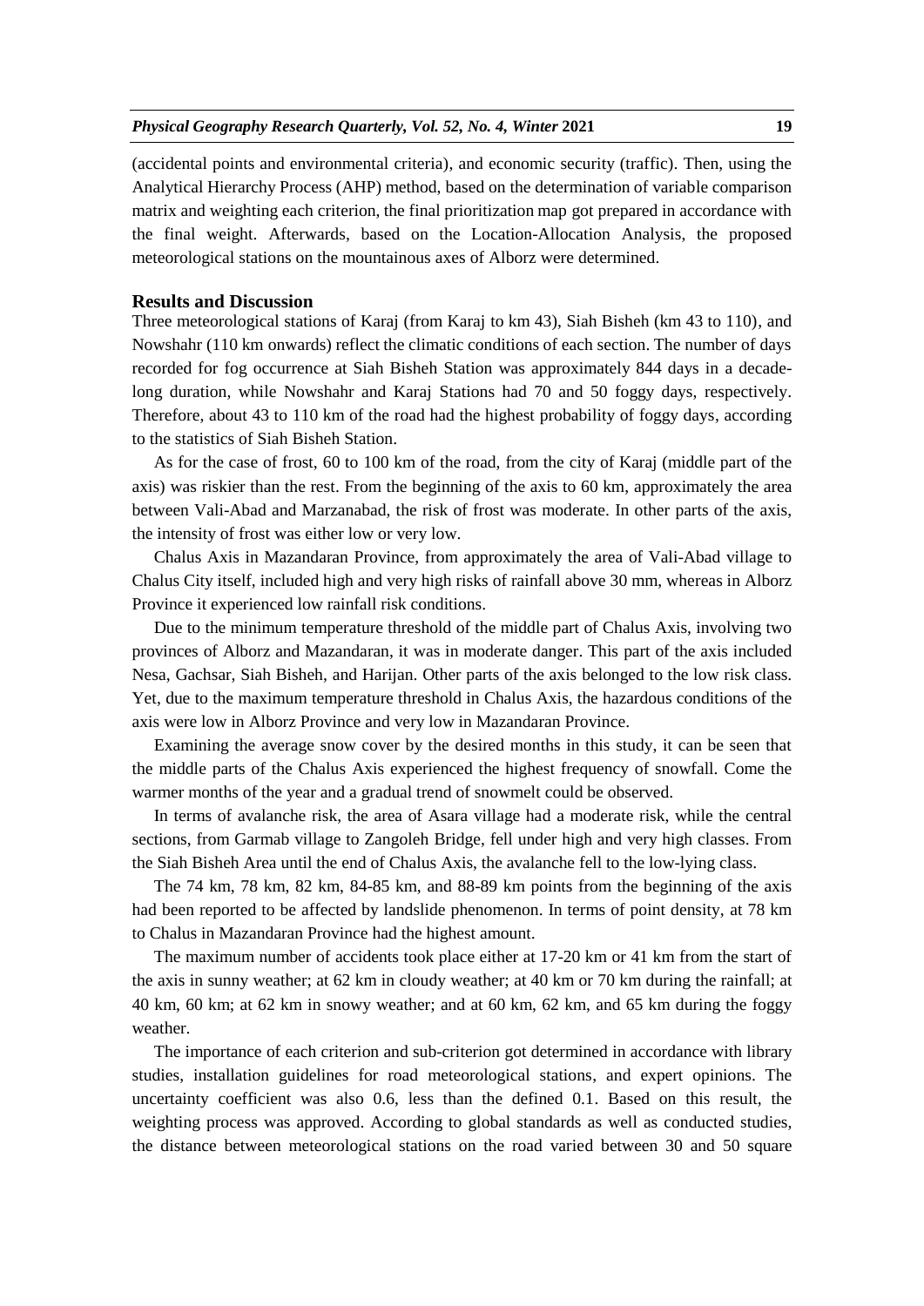(accidental points and environmental criteria), and economic security (traffic). Then, using the Analytical Hierarchy Process (AHP) method, based on the determination of variable comparison matrix and weighting each criterion, the final prioritization map got prepared in accordance with the final weight. Afterwards, based on the Location-Allocation Analysis, the proposed meteorological stations on the mountainous axes of Alborz were determined.

## Results and Discussion

Three meteorological stations of Karaj (from Karaj to km 43), Siah Bisheh (km 43 to 110), and Nowshahr (110 km onwards) reflect the climatic conditions of each section. The number of days recorded for fog occurrence at Siah Bisheh Station was approximately 844 days in a decade-long duration, while Nowshahr and Karaj Stations had 70 and 50 foggy days, respectively. Therefore, about 43 to 110 km of the road had the highest probability of foggy days, according to the statistics of Siah Bisheh Station.

As for the case of frost, 60 to 100 km of the road, from the city of Karaj (middle part of the axis) was riskier than the rest. From the beginning of the axis to 60 km, approximately the area between Vali-Abad and Marzanabad, the risk of frost was moderate. In other parts of the axis, the intensity of frost was either low or very low.

Chalus Axis in Mazandaran Province, from approximately the area of Vali-Abad village to Chalus City itself, included high and very high risks of rainfall above 30 mm, whereas in Alborz Province it experienced low rainfall risk conditions.

Due to the minimum temperature threshold of the middle part of Chalus Axis, involving two provinces of Alborz and Mazandaran, it was in moderate danger. This part of the axis included Nesa, Gachsar, Siah Bisheh, and Harijan. Other parts of the axis belonged to the low risk class. Yet, due to the maximum temperature threshold in Chalus Axis, the hazardous conditions of the axis were low in Alborz Province and very low in Mazandaran Province.

Examining the average snow cover by the desired months in this study, it can be seen that the middle parts of the Chalus Axis experienced the highest frequency of snowfall. Come the warmer months of the year and a gradual trend of snowmelt could be observed.

In terms of avalanche risk, the area of Asara village had a moderate risk, while the central sections, from Garmab village to Zangoleh Bridge, fell under high and very high classes. From the Siah Bisheh Area until the end of Chalus Axis, the avalanche fell to the low-lying class.

The 74 km, 78 km, 82 km, 84-85 km, and 88-89 km points from the beginning of the axis had been reported to be affected by landslide phenomenon. In terms of point density, at 78 km to Chalus in Mazandaran Province had the highest amount.

The maximum number of accidents took place either at 17-20 km or 41 km from the start of the axis in sunny weather; at 62 km in cloudy weather; at 40 km or 70 km during the rainfall; at 40 km, 60 km; at 62 km in snowy weather; and at 60 km, 62 km, and 65 km during the foggy weather.

The importance of each criterion and sub-criterion got determined in accordance with library studies, installation guidelines for road meteorological stations, and expert opinions. The uncertainty coefficient was also 0.6, less than the defined 0.1. Based on this result, the weighting process was approved. According to global standards as well as conducted studies, the distance between meteorological stations on the road varied between 30 and 50 square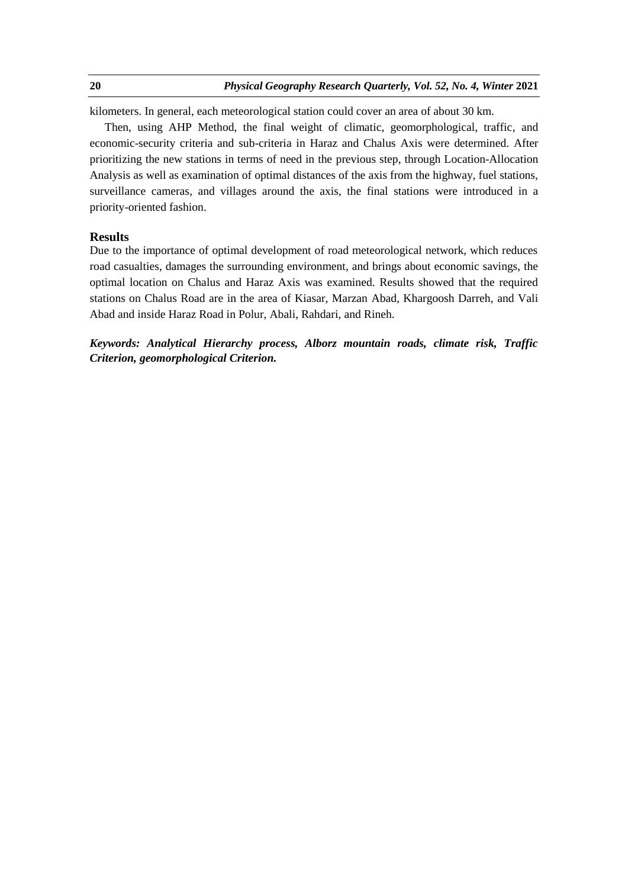kilometers. In general, each meteorological station could cover an area of about 30 km.

Then, using AHP Method, the final weight of climatic, geomorphological, traffic, and economic-security criteria and sub-criteria in Haraz and Chalus Axis were determined. After prioritizing the new stations in terms of need in the previous step, through Location-Allocation Analysis as well as examination of optimal distances of the axis from the highway, fuel stations, surveillance cameras, and villages around the axis, the final stations were introduced in a priority-oriented fashion.

## Results

Due to the importance of optimal development of road meteorological network, which reduces road casualties, damages the surrounding environment, and brings about economic savings, the optimal location on Chalus and Haraz Axis was examined. Results showed that the required stations on Chalus Road are in the area of Kiasar, Marzan Abad, Khargoosh Darreh, and Vali Abad and inside Haraz Road in Polur, Abali, Rahdari, and Rineh.

***Keywords: Analytical Hierarchy process, Alborz mountain roads, climate risk, Traffic Criterion, geomorphological Criterion.***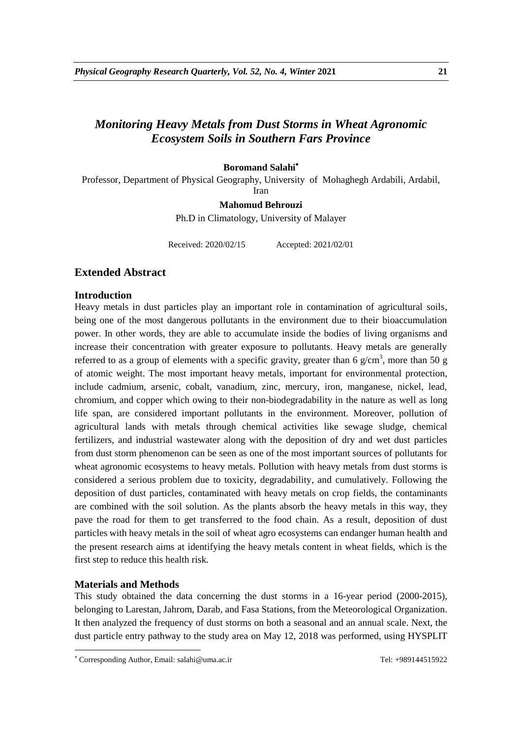# *Monitoring Heavy Metals from Dust Storms in Wheat Agronomic Ecosystem Soils in Southern Fars Province*

**Boromand Salahi**[*]

Professor, Department of Physical Geography, University of Mohaghegh Ardabili, Ardabil, Iran

**Mahomud Behrouzi**

Ph.D in Climatology, University of Malayer

Received: 2020/02/15 Accepted: 2021/02/01

## Extended Abstract

### Introduction

Heavy metals in dust particles play an important role in contamination of agricultural soils, being one of the most dangerous pollutants in the environment due to their bioaccumulation power. In other words, they are able to accumulate inside the bodies of living organisms and increase their concentration with greater exposure to pollutants. Heavy metals are generally referred to as a group of elements with a specific gravity, greater than 6 $g/cm^3$, more than 50 g of atomic weight. The most important heavy metals, important for environmental protection, include cadmium, arsenic, cobalt, vanadium, zinc, mercury, iron, manganese, nickel, lead, chromium, and copper which owing to their non-biodegradability in the nature as well as long life span, are considered important pollutants in the environment. Moreover, pollution of agricultural lands with metals through chemical activities like sewage sludge, chemical fertilizers, and industrial wastewater along with the deposition of dry and wet dust particles from dust storm phenomenon can be seen as one of the most important sources of pollutants for wheat agronomic ecosystems to heavy metals. Pollution with heavy metals from dust storms is considered a serious problem due to toxicity, degradability, and cumulatively. Following the deposition of dust particles, contaminated with heavy metals on crop fields, the contaminants are combined with the soil solution. As the plants absorb the heavy metals in this way, they pave the road for them to get transferred to the food chain. As a result, deposition of dust particles with heavy metals in the soil of wheat agro ecosystems can endanger human health and the present research aims at identifying the heavy metals content in wheat fields, which is the first step to reduce this health risk.

### Materials and Methods

This study obtained the data concerning the dust storms in a 16-year period (2000-2015), belonging to Larestan, Jahrom, Darab, and Fasa Stations, from the Meteorological Organization. It then analyzed the frequency of dust storms on both a seasonal and an annual scale. Next, the dust particle entry pathway to the study area on May 12, 2018 was performed, using HYSPLIT

---

[*] Corresponding Author, Email: salahi@uma.ac.ir Tel: +989144515922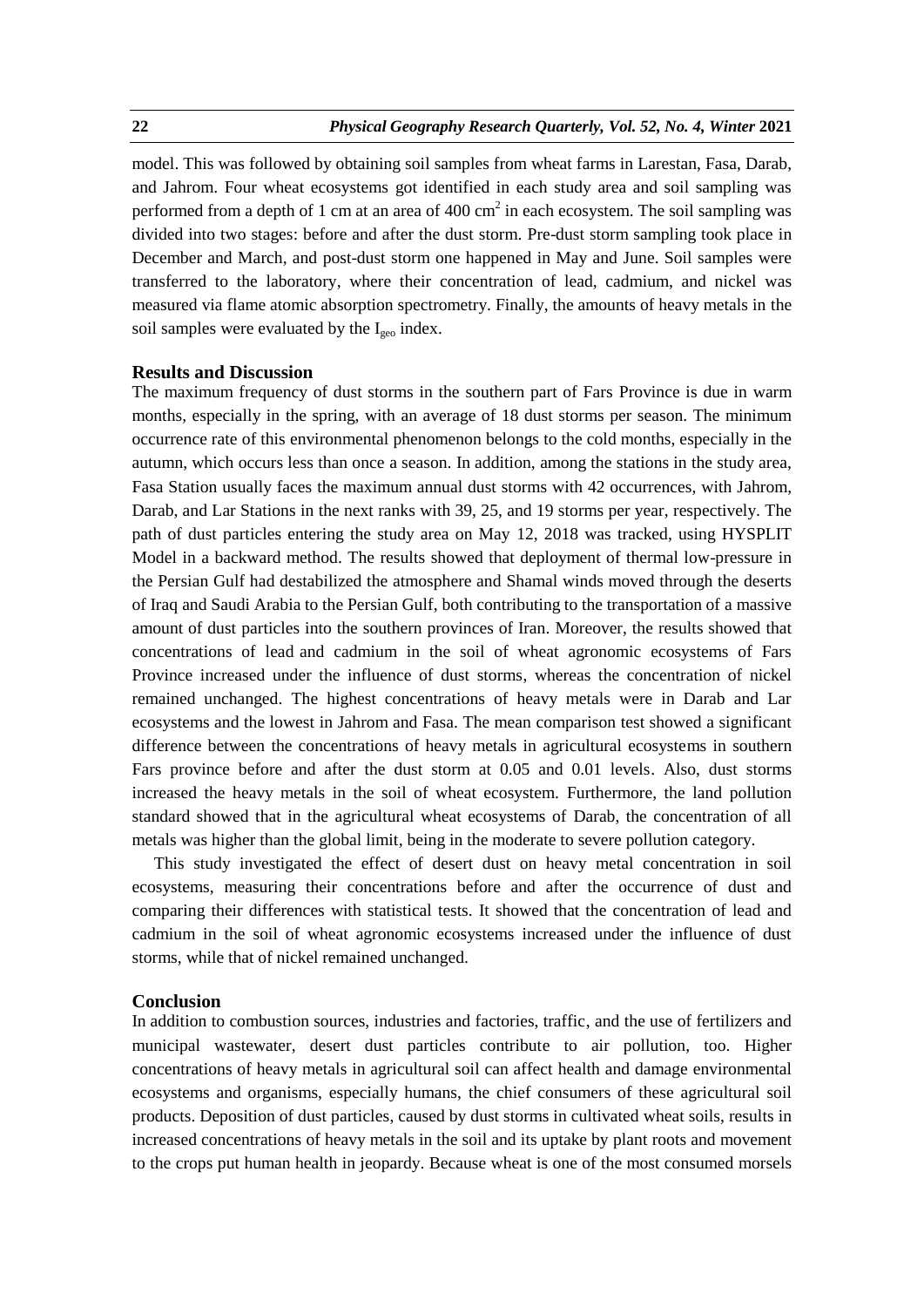model. This was followed by obtaining soil samples from wheat farms in Larestan, Fasa, Darab, and Jahrom. Four wheat ecosystems got identified in each study area and soil sampling was performed from a depth of 1 cm at an area of 400 $cm^2$ in each ecosystem. The soil sampling was divided into two stages: before and after the dust storm. Pre-dust storm sampling took place in December and March, and post-dust storm one happened in May and June. Soil samples were transferred to the laboratory, where their concentration of lead, cadmium, and nickel was measured via flame atomic absorption spectrometry. Finally, the amounts of heavy metals in the soil samples were evaluated by the $I_{geo}$ index.

## Results and Discussion

The maximum frequency of dust storms in the southern part of Fars Province is due in warm months, especially in the spring, with an average of 18 dust storms per season. The minimum occurrence rate of this environmental phenomenon belongs to the cold months, especially in the autumn, which occurs less than once a season. In addition, among the stations in the study area, Fasa Station usually faces the maximum annual dust storms with 42 occurrences, with Jahrom, Darab, and Lar Stations in the next ranks with 39, 25, and 19 storms per year, respectively. The path of dust particles entering the study area on May 12, 2018 was tracked, using HYSPLIT Model in a backward method. The results showed that deployment of thermal low-pressure in the Persian Gulf had destabilized the atmosphere and Shamal winds moved through the deserts of Iraq and Saudi Arabia to the Persian Gulf, both contributing to the transportation of a massive amount of dust particles into the southern provinces of Iran. Moreover, the results showed that concentrations of lead and cadmium in the soil of wheat agronomic ecosystems of Fars Province increased under the influence of dust storms, whereas the concentration of nickel remained unchanged. The highest concentrations of heavy metals were in Darab and Lar ecosystems and the lowest in Jahrom and Fasa. The mean comparison test showed a significant difference between the concentrations of heavy metals in agricultural ecosystems in southern Fars province before and after the dust storm at 0.05 and 0.01 levels. Also, dust storms increased the heavy metals in the soil of wheat ecosystem. Furthermore, the land pollution standard showed that in the agricultural wheat ecosystems of Darab, the concentration of all metals was higher than the global limit, being in the moderate to severe pollution category.

This study investigated the effect of desert dust on heavy metal concentration in soil ecosystems, measuring their concentrations before and after the occurrence of dust and comparing their differences with statistical tests. It showed that the concentration of lead and cadmium in the soil of wheat agronomic ecosystems increased under the influence of dust storms, while that of nickel remained unchanged.

## Conclusion

In addition to combustion sources, industries and factories, traffic, and the use of fertilizers and municipal wastewater, desert dust particles contribute to air pollution, too. Higher concentrations of heavy metals in agricultural soil can affect health and damage environmental ecosystems and organisms, especially humans, the chief consumers of these agricultural soil products. Deposition of dust particles, caused by dust storms in cultivated wheat soils, results in increased concentrations of heavy metals in the soil and its uptake by plant roots and movement to the crops put human health in jeopardy. Because wheat is one of the most consumed morsels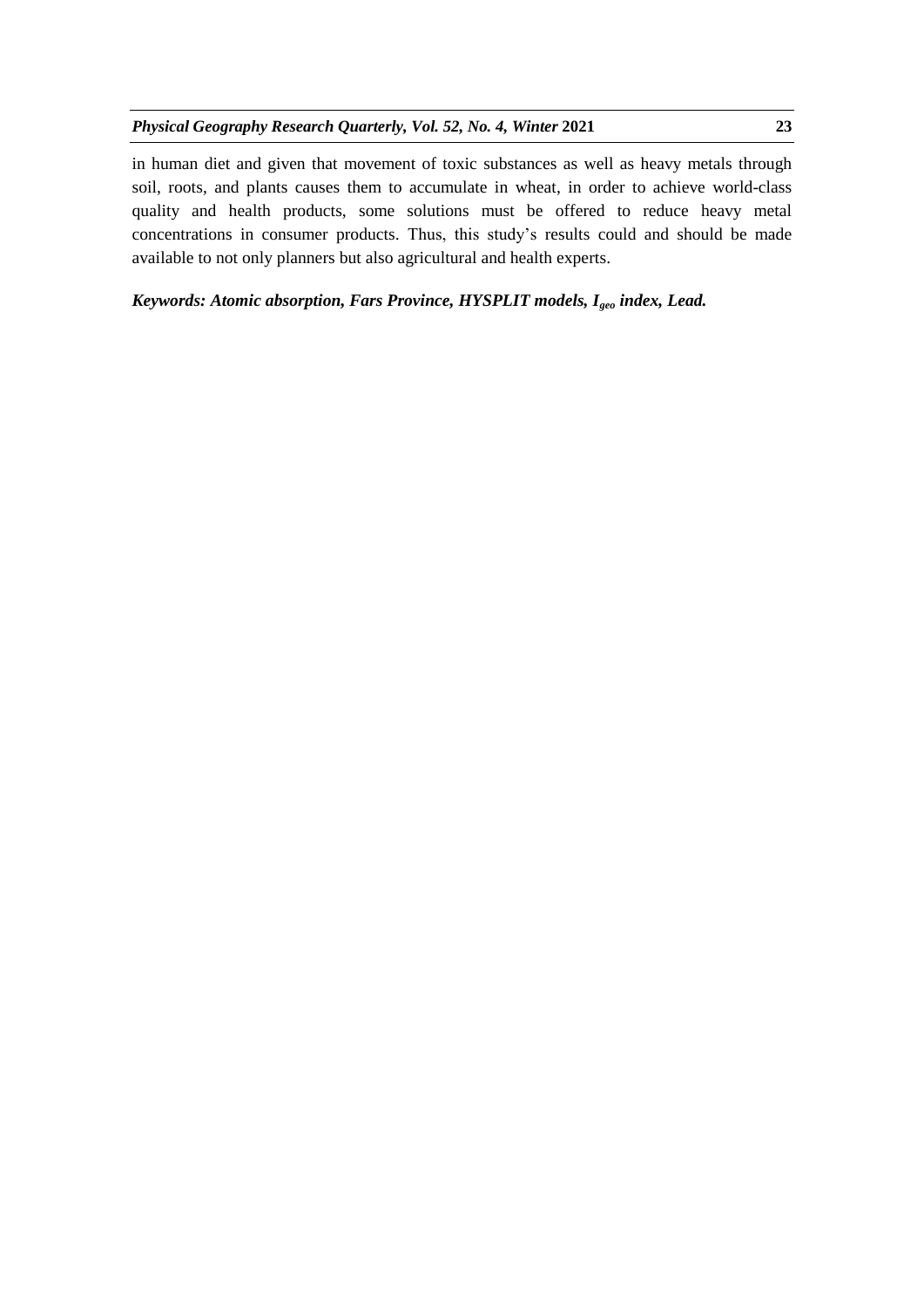in human diet and given that movement of toxic substances as well as heavy metals through soil, roots, and plants causes them to accumulate in wheat, in order to achieve world-class quality and health products, some solutions must be offered to reduce heavy metal concentrations in consumer products. Thus, this study's results could and should be made available to not only planners but also agricultural and health experts.

***Keywords: Atomic absorption, Fars Province, HYSPLIT models, $I_{geo}$ index, Lead.***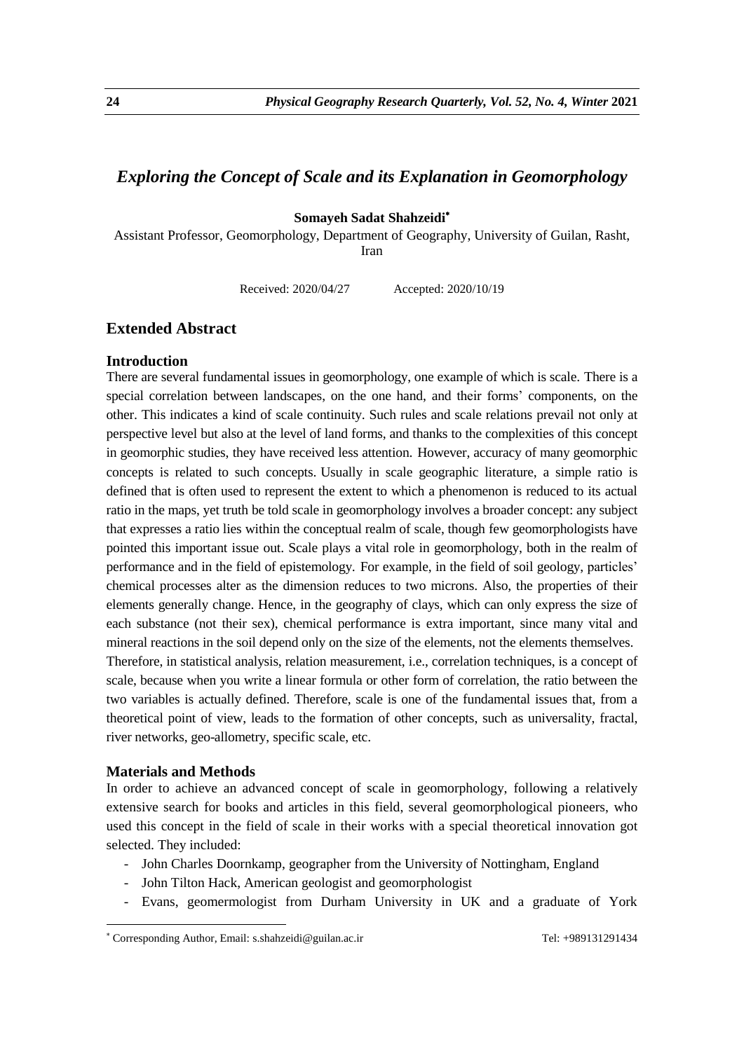# *Exploring the Concept of Scale and its Explanation in Geomorphology*

**Somayeh Sadat Shahzeidi***

Assistant Professor, Geomorphology, Department of Geography, University of Guilan, Rasht, Iran

Received: 2020/04/27 Accepted: 2020/10/19

## Extended Abstract

### Introduction

There are several fundamental issues in geomorphology, one example of which is scale. There is a special correlation between landscapes, on the one hand, and their forms' components, on the other. This indicates a kind of scale continuity. Such rules and scale relations prevail not only at perspective level but also at the level of land forms, and thanks to the complexities of this concept in geomorphic studies, they have received less attention. However, accuracy of many geomorphic concepts is related to such concepts. Usually in scale geographic literature, a simple ratio is defined that is often used to represent the extent to which a phenomenon is reduced to its actual ratio in the maps, yet truth be told scale in geomorphology involves a broader concept: any subject that expresses a ratio lies within the conceptual realm of scale, though few geomorphologists have pointed this important issue out. Scale plays a vital role in geomorphology, both in the realm of performance and in the field of epistemology. For example, in the field of soil geology, particles' chemical processes alter as the dimension reduces to two microns. Also, the properties of their elements generally change. Hence, in the geography of clays, which can only express the size of each substance (not their sex), chemical performance is extra important, since many vital and mineral reactions in the soil depend only on the size of the elements, not the elements themselves. Therefore, in statistical analysis, relation measurement, i.e., correlation techniques, is a concept of scale, because when you write a linear formula or other form of correlation, the ratio between the two variables is actually defined. Therefore, scale is one of the fundamental issues that, from a theoretical point of view, leads to the formation of other concepts, such as universality, fractal, river networks, geo-allometry, specific scale, etc.

### Materials and Methods

In order to achieve an advanced concept of scale in geomorphology, following a relatively extensive search for books and articles in this field, several geomorphological pioneers, who used this concept in the field of scale in their works with a special theoretical innovation got selected. They included:

- John Charles Doornkamp, geographer from the University of Nottingham, England
- John Tilton Hack, American geologist and geomorphologist
- Evans, geomermologist from Durham University in UK and a graduate of York

* Corresponding Author, Email: s.shahzeidi@guilan.ac.ir Tel: +989131291434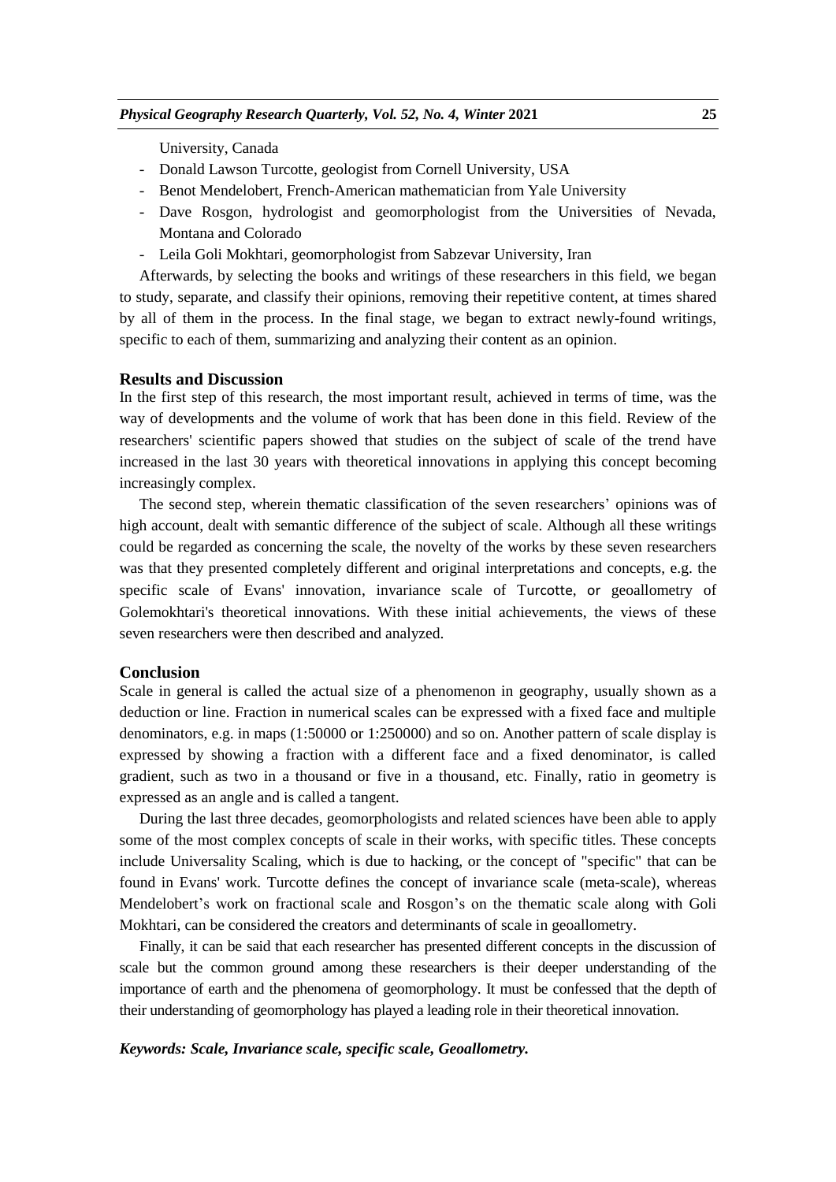University, Canada

- Donald Lawson Turcotte, geologist from Cornell University, USA
- Benot Mendelobert, French-American mathematician from Yale University
- Dave Rosgon, hydrologist and geomorphologist from the Universities of Nevada, Montana and Colorado
- Leila Goli Mokhtari, geomorphologist from Sabzevar University, Iran

Afterwards, by selecting the books and writings of these researchers in this field, we began to study, separate, and classify their opinions, removing their repetitive content, at times shared by all of them in the process. In the final stage, we began to extract newly-found writings, specific to each of them, summarizing and analyzing their content as an opinion.

## Results and Discussion

In the first step of this research, the most important result, achieved in terms of time, was the way of developments and the volume of work that has been done in this field. Review of the researchers' scientific papers showed that studies on the subject of scale of the trend have increased in the last 30 years with theoretical innovations in applying this concept becoming increasingly complex.

The second step, wherein thematic classification of the seven researchers' opinions was of high account, dealt with semantic difference of the subject of scale. Although all these writings could be regarded as concerning the scale, the novelty of the works by these seven researchers was that they presented completely different and original interpretations and concepts, e.g. the specific scale of Evans' innovation, invariance scale of Turcotte, or geoallometry of Golemokhtari's theoretical innovations. With these initial achievements, the views of these seven researchers were then described and analyzed.

## Conclusion

Scale in general is called the actual size of a phenomenon in geography, usually shown as a deduction or line. Fraction in numerical scales can be expressed with a fixed face and multiple denominators, e.g. in maps (1:50000 or 1:250000) and so on. Another pattern of scale display is expressed by showing a fraction with a different face and a fixed denominator, is called gradient, such as two in a thousand or five in a thousand, etc. Finally, ratio in geometry is expressed as an angle and is called a tangent.

During the last three decades, geomorphologists and related sciences have been able to apply some of the most complex concepts of scale in their works, with specific titles. These concepts include Universality Scaling, which is due to hacking, or the concept of "specific" that can be found in Evans' work. Turcotte defines the concept of invariance scale (meta-scale), whereas Mendelobert's work on fractional scale and Rosgon's on the thematic scale along with Goli Mokhtari, can be considered the creators and determinants of scale in geoallometry.

Finally, it can be said that each researcher has presented different concepts in the discussion of scale but the common ground among these researchers is their deeper understanding of the importance of earth and the phenomena of geomorphology. It must be confessed that the depth of their understanding of geomorphology has played a leading role in their theoretical innovation.

***Keywords: Scale, Invariance scale, specific scale, Geoallometry.***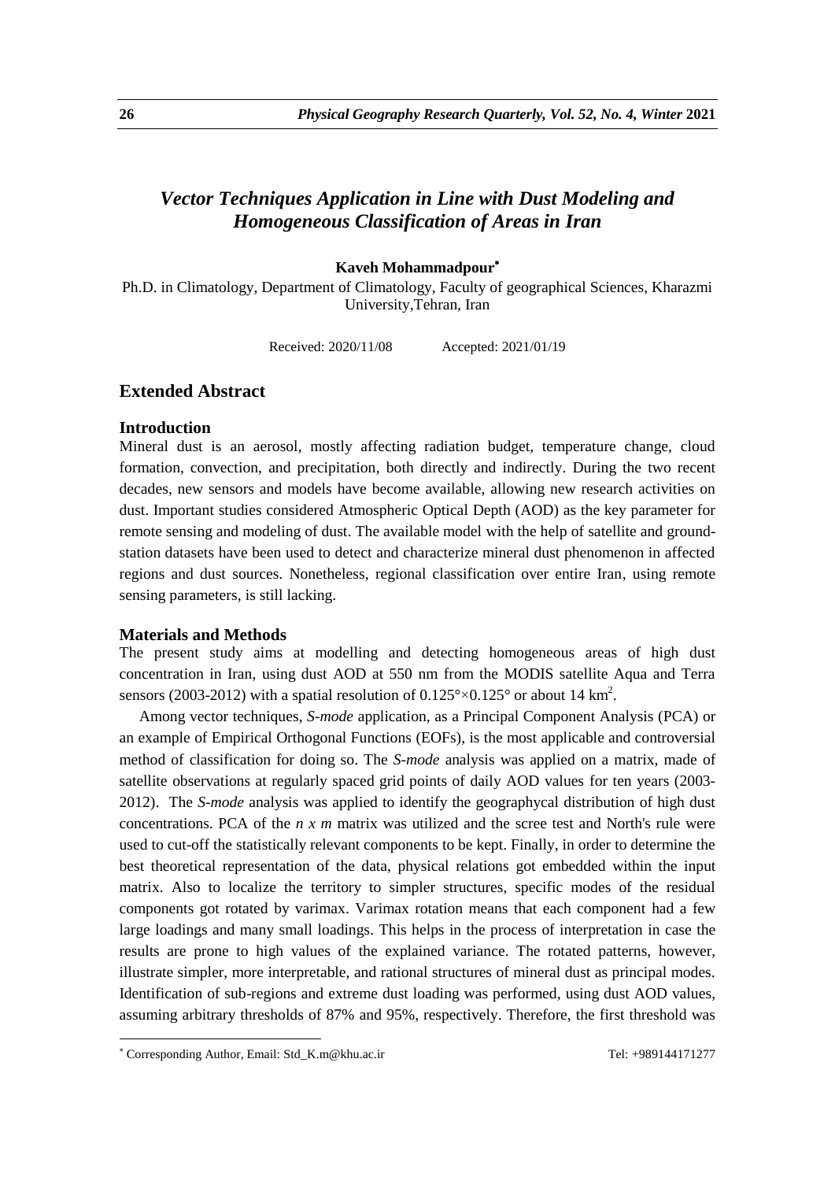# *Vector Techniques Application in Line with Dust Modeling and Homogeneous Classification of Areas in Iran*

**Kaveh Mohammadpour**[*]

Ph.D. in Climatology, Department of Climatology, Faculty of geographical Sciences, Kharazmi University,Tehran, Iran

Received: 2020/11/08 Accepted: 2021/01/19

## Extended Abstract

### Introduction

Mineral dust is an aerosol, mostly affecting radiation budget, temperature change, cloud formation, convection, and precipitation, both directly and indirectly. During the two recent decades, new sensors and models have become available, allowing new research activities on dust. Important studies considered Atmospheric Optical Depth (AOD) as the key parameter for remote sensing and modeling of dust. The available model with the help of satellite and ground-station datasets have been used to detect and characterize mineral dust phenomenon in affected regions and dust sources. Nonetheless, regional classification over entire Iran, using remote sensing parameters, is still lacking.

### Materials and Methods

The present study aims at modelling and detecting homogeneous areas of high dust concentration in Iran, using dust AOD at 550 nm from the MODIS satellite Aqua and Terra sensors (2003-2012) with a spatial resolution of 0.125°×0.125° or about 14 $km^2$.

Among vector techniques, *S-mode* application, as a Principal Component Analysis (PCA) or an example of Empirical Orthogonal Functions (EOFs), is the most applicable and controversial method of classification for doing so. The *S-mode* analysis was applied on a matrix, made of satellite observations at regularly spaced grid points of daily AOD values for ten years (2003-2012). The *S-mode* analysis was applied to identify the geographycal distribution of high dust concentrations. PCA of the $n \times m$ matrix was utilized and the scree test and North's rule were used to cut-off the statistically relevant components to be kept. Finally, in order to determine the best theoretical representation of the data, physical relations got embedded within the input matrix. Also to localize the territory to simpler structures, specific modes of the residual components got rotated by varimax. Varimax rotation means that each component had a few large loadings and many small loadings. This helps in the process of interpretation in case the results are prone to high values of the explained variance. The rotated patterns, however, illustrate simpler, more interpretable, and rational structures of mineral dust as principal modes. Identification of sub-regions and extreme dust loading was performed, using dust AOD values, assuming arbitrary thresholds of 87% and 95%, respectively. Therefore, the first threshold was

[*] Corresponding Author, Email: Std_K.m@khu.ac.ir Tel: +989144171277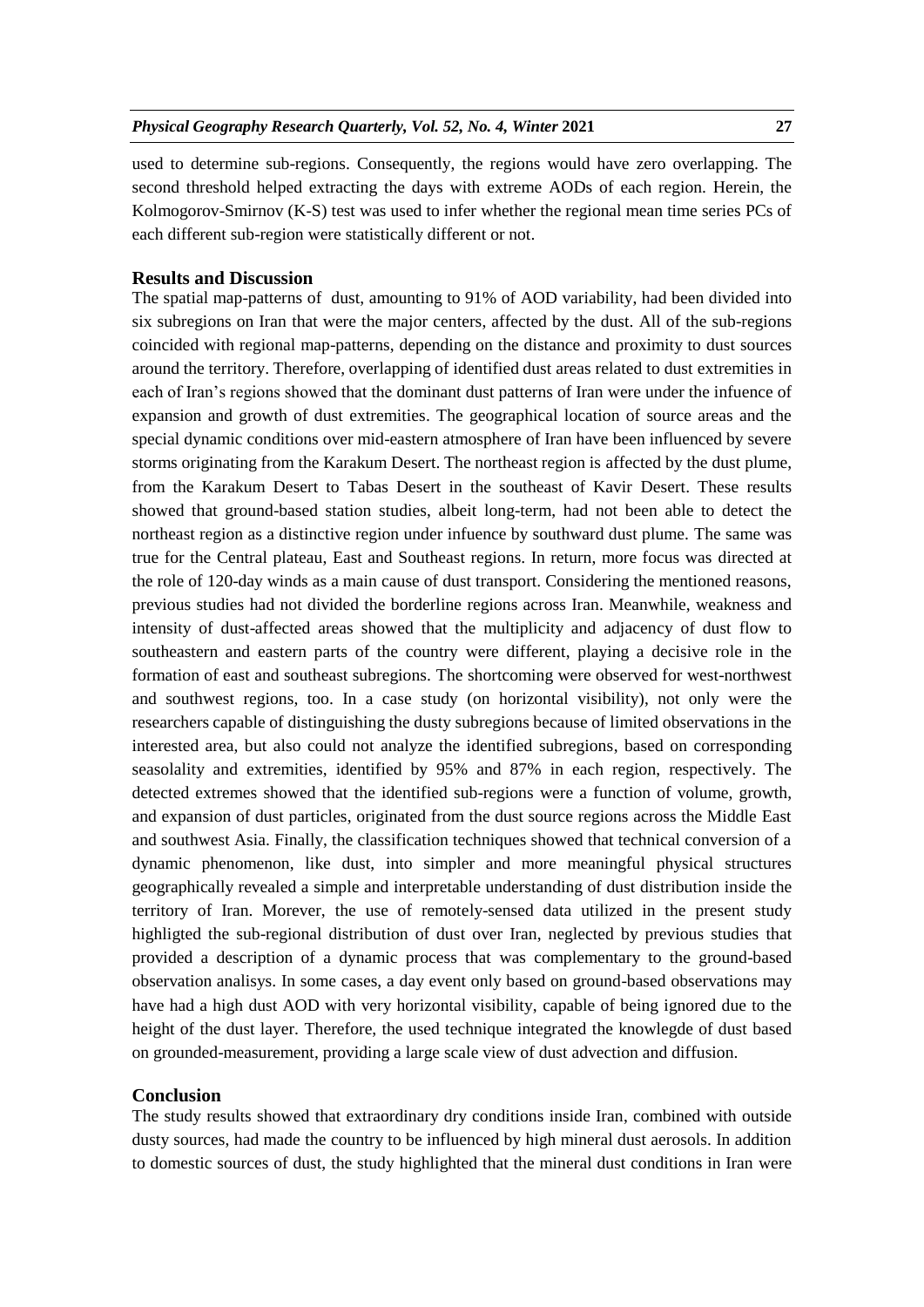used to determine sub-regions. Consequently, the regions would have zero overlapping. The second threshold helped extracting the days with extreme AODs of each region. Herein, the Kolmogorov-Smirnov (K-S) test was used to infer whether the regional mean time series PCs of each different sub-region were statistically different or not.

## Results and Discussion

The spatial map-patterns of dust, amounting to 91% of AOD variability, had been divided into six subregions on Iran that were the major centers, affected by the dust. All of the sub-regions coincided with regional map-patterns, depending on the distance and proximity to dust sources around the territory. Therefore, overlapping of identified dust areas related to dust extremities in each of Iran's regions showed that the dominant dust patterns of Iran were under the infuence of expansion and growth of dust extremities. The geographical location of source areas and the special dynamic conditions over mid-eastern atmosphere of Iran have been influenced by severe storms originating from the Karakum Desert. The northeast region is affected by the dust plume, from the Karakum Desert to Tabas Desert in the southeast of Kavir Desert. These results showed that ground-based station studies, albeit long-term, had not been able to detect the northeast region as a distinctive region under infuence by southward dust plume. The same was true for the Central plateau, East and Southeast regions. In return, more focus was directed at the role of 120-day winds as a main cause of dust transport. Considering the mentioned reasons, previous studies had not divided the borderline regions across Iran. Meanwhile, weakness and intensity of dust-affected areas showed that the multiplicity and adjacency of dust flow to southeastern and eastern parts of the country were different, playing a decisive role in the formation of east and southeast subregions. The shortcoming were observed for west-northwest and southwest regions, too. In a case study (on horizontal visibility), not only were the researchers capable of distinguishing the dusty subregions because of limited observations in the interested area, but also could not analyze the identified subregions, based on corresponding seasolality and extremities, identified by 95% and 87% in each region, respectively. The detected extremes showed that the identified sub-regions were a function of volume, growth, and expansion of dust particles, originated from the dust source regions across the Middle East and southwest Asia. Finally, the classification techniques showed that technical conversion of a dynamic phenomenon, like dust, into simpler and more meaningful physical structures geographically revealed a simple and interpretable understanding of dust distribution inside the territory of Iran. Morever, the use of remotely-sensed data utilized in the present study highligted the sub-regional distribution of dust over Iran, neglected by previous studies that provided a description of a dynamic process that was complementary to the ground-based observation analisys. In some cases, a day event only based on ground-based observations may have had a high dust AOD with very horizontal visibility, capable of being ignored due to the height of the dust layer. Therefore, the used technique integrated the knowlegde of dust based on grounded-measurement, providing a large scale view of dust advection and diffusion.

## Conclusion

The study results showed that extraordinary dry conditions inside Iran, combined with outside dusty sources, had made the country to be influenced by high mineral dust aerosols. In addition to domestic sources of dust, the study highlighted that the mineral dust conditions in Iran were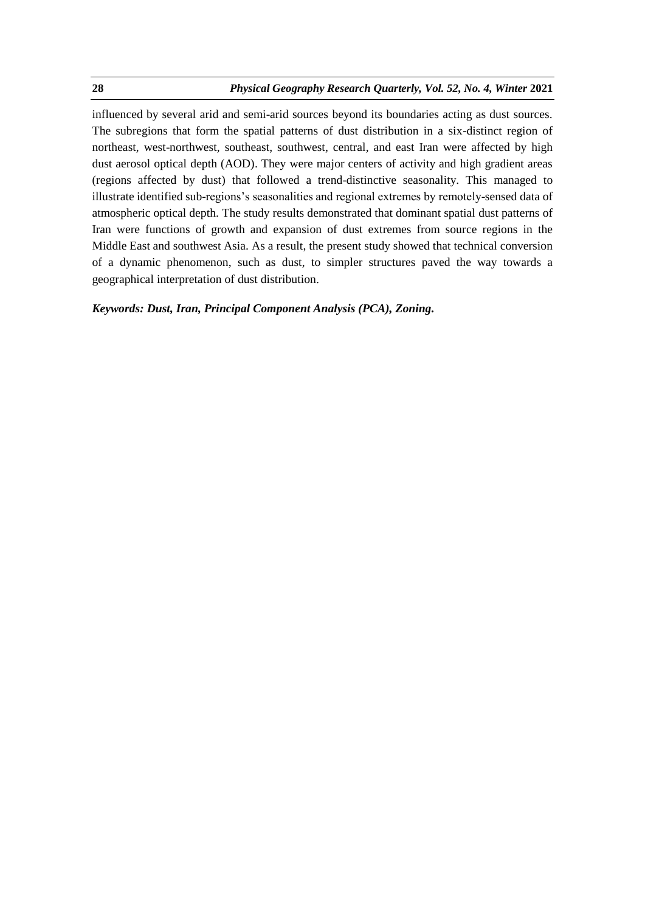influenced by several arid and semi-arid sources beyond its boundaries acting as dust sources. The subregions that form the spatial patterns of dust distribution in a six-distinct region of northeast, west-northwest, southeast, southwest, central, and east Iran were affected by high dust aerosol optical depth (AOD). They were major centers of activity and high gradient areas (regions affected by dust) that followed a trend-distinctive seasonality. This managed to illustrate identified sub-regions's seasonalities and regional extremes by remotely-sensed data of atmospheric optical depth. The study results demonstrated that dominant spatial dust patterns of Iran were functions of growth and expansion of dust extremes from source regions in the Middle East and southwest Asia. As a result, the present study showed that technical conversion of a dynamic phenomenon, such as dust, to simpler structures paved the way towards a geographical interpretation of dust distribution.

***Keywords: Dust, Iran, Principal Component Analysis (PCA), Zoning.***